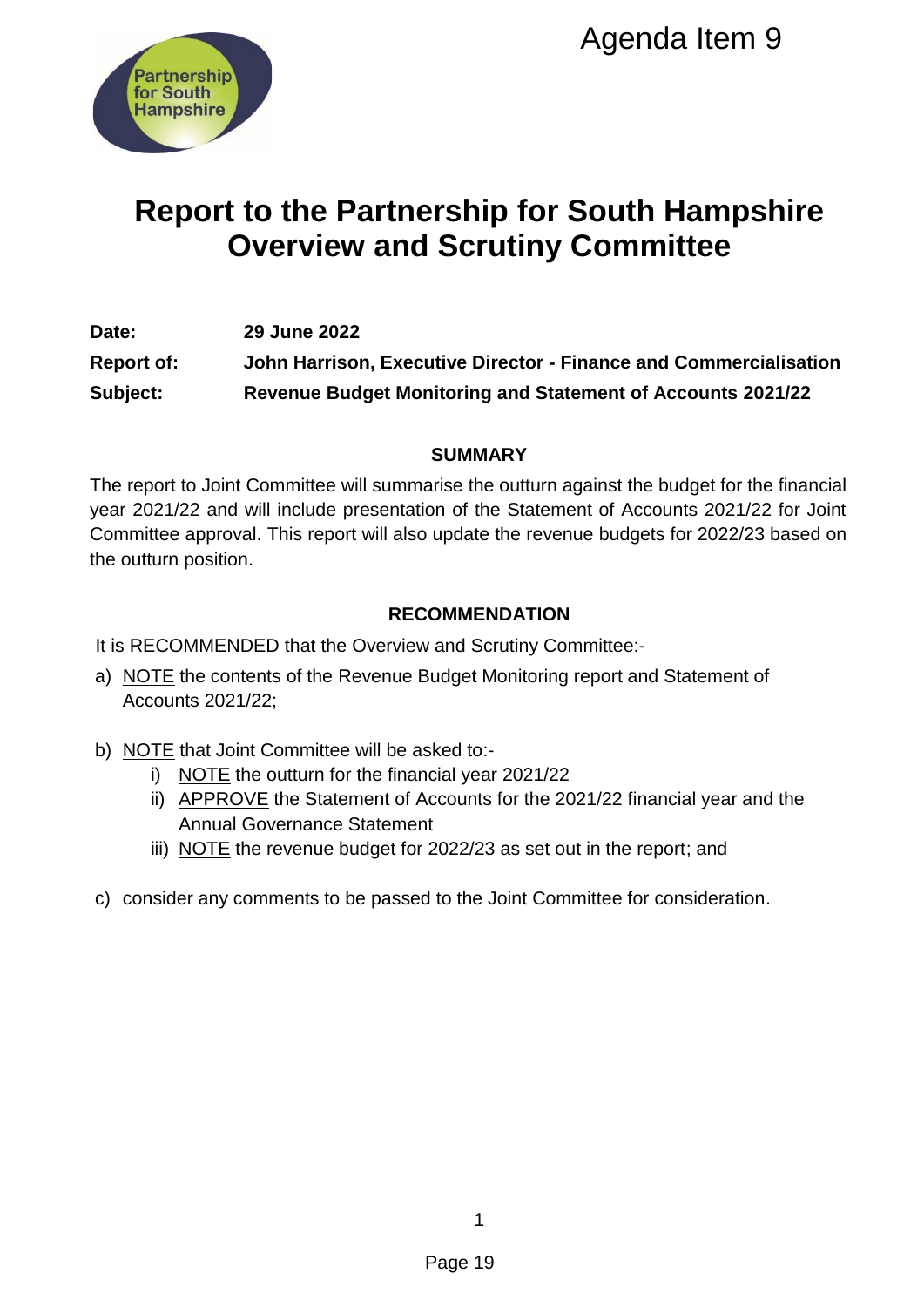Agenda Item 9

# Report to the Partnership for South Hampshire Overview and Scrutiny Committee

**Date:** **29 June 2022**

**Report of:** **John Harrison, Executive Director - Finance and Commercialisation**

**Subject:** **Revenue Budget Monitoring and Statement of Accounts 2021/22**

## SUMMARY

The report to Joint Committee will summarise the outturn against the budget for the financial year 2021/22 and will include presentation of the Statement of Accounts 2021/22 for Joint Committee approval. This report will also update the revenue budgets for 2022/23 based on the outturn position.

## RECOMMENDATION

It is RECOMMENDED that the Overview and Scrutiny Committee:-

a) NOTE the contents of the Revenue Budget Monitoring report and Statement of Accounts 2021/22;

b) NOTE that Joint Committee will be asked to:-
   i) NOTE the outturn for the financial year 2021/22
   ii) APPROVE the Statement of Accounts for the 2021/22 financial year and the Annual Governance Statement
   iii) NOTE the revenue budget for 2022/23 as set out in the report; and

c) consider any comments to be passed to the Joint Committee for consideration.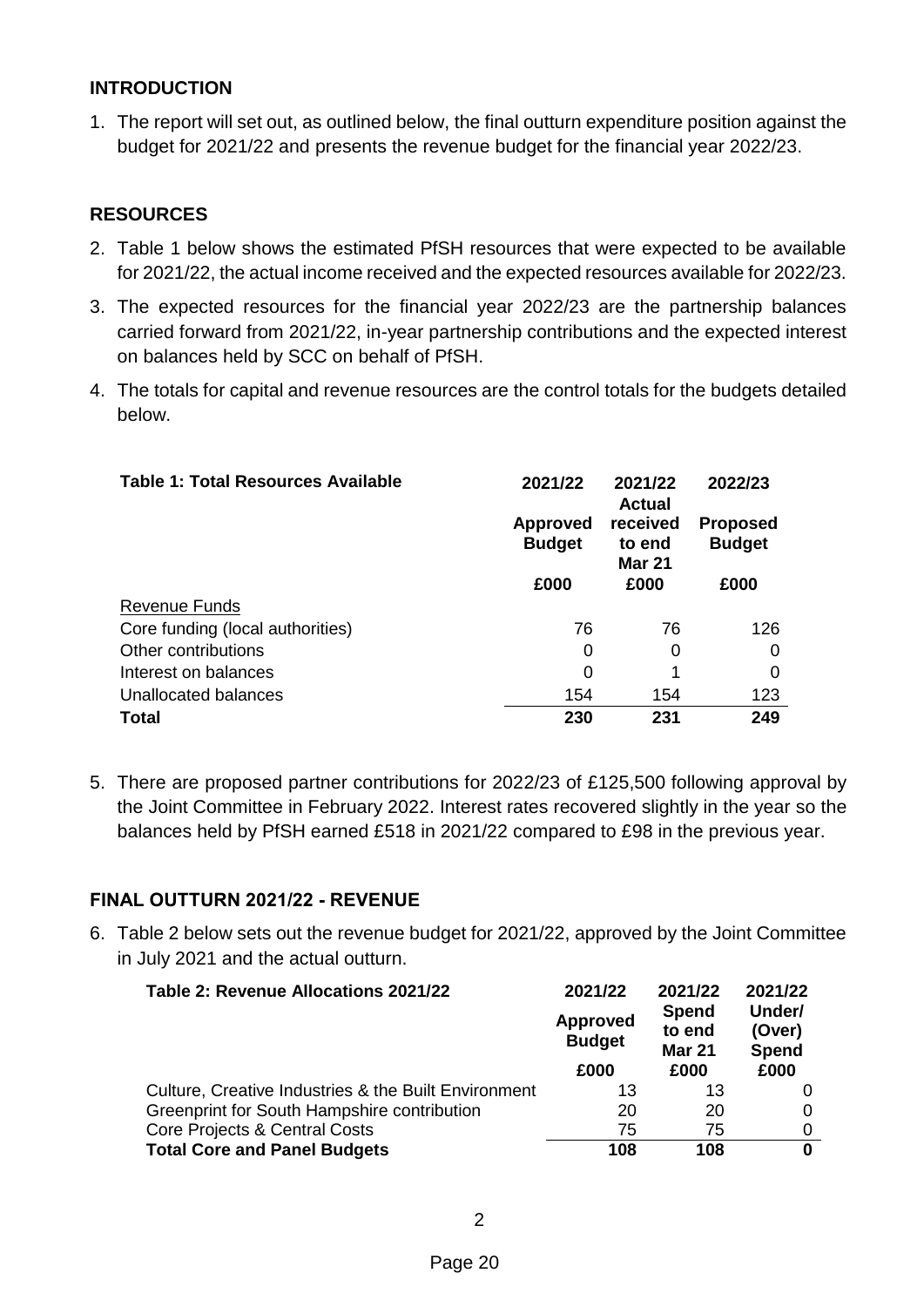## INTRODUCTION

1. The report will set out, as outlined below, the final outturn expenditure position against the budget for 2021/22 and presents the revenue budget for the financial year 2022/23.

## RESOURCES

2. Table 1 below shows the estimated PfSH resources that were expected to be available for 2021/22, the actual income received and the expected resources available for 2022/23.
3. The expected resources for the financial year 2022/23 are the partnership balances carried forward from 2021/22, in-year partnership contributions and the expected interest on balances held by SCC on behalf of PfSH.
4. The totals for capital and revenue resources are the control totals for the budgets detailed below.

| Table 1: Total Resources Available | 2021/22 Approved Budget £000 | 2021/22 Actual received to end Mar 21 £000 | 2022/23 Proposed Budget £000 |
|---|---|---|---|
| Revenue Funds | | | |
| Core funding (local authorities) | 76 | 76 | 126 |
| Other contributions | 0 | 0 | 0 |
| Interest on balances | 0 | 1 | 0 |
| Unallocated balances | 154 | 154 | 123 |
| **Total** | **230** | **231** | **249** |

5. There are proposed partner contributions for 2022/23 of £125,500 following approval by the Joint Committee in February 2022. Interest rates recovered slightly in the year so the balances held by PfSH earned £518 in 2021/22 compared to £98 in the previous year.

## FINAL OUTTURN 2021/22 - REVENUE

6. Table 2 below sets out the revenue budget for 2021/22, approved by the Joint Committee in July 2021 and the actual outturn.

| Table 2: Revenue Allocations 2021/22 | 2021/22 Approved Budget £000 | 2021/22 Spend to end Mar 21 £000 | 2021/22 Under/ (Over) Spend £000 |
|---|---|---|---|
| Culture, Creative Industries & the Built Environment | 13 | 13 | 0 |
| Greenprint for South Hampshire contribution | 20 | 20 | 0 |
| Core Projects & Central Costs | 75 | 75 | 0 |
| **Total Core and Panel Budgets** | **108** | **108** | **0** |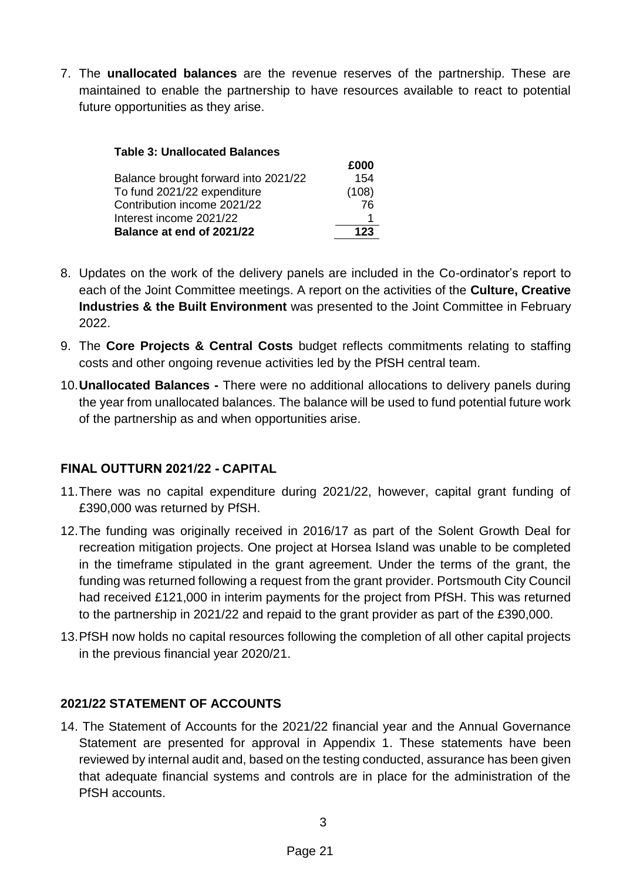7. The **unallocated balances** are the revenue reserves of the partnership. These are maintained to enable the partnership to have resources available to react to potential future opportunities as they arise.

**Table 3: Unallocated Balances**

| | £000 |
|---|---|
| Balance brought forward into 2021/22 | 154 |
| To fund 2021/22 expenditure | (108) |
| Contribution income 2021/22 | 76 |
| Interest income 2021/22 | 1 |
| **Balance at end of 2021/22** | **123** |

8. Updates on the work of the delivery panels are included in the Co-ordinator's report to each of the Joint Committee meetings. A report on the activities of the **Culture, Creative Industries & the Built Environment** was presented to the Joint Committee in February 2022.

9. The **Core Projects & Central Costs** budget reflects commitments relating to staffing costs and other ongoing revenue activities led by the PfSH central team.

10. **Unallocated Balances -** There were no additional allocations to delivery panels during the year from unallocated balances. The balance will be used to fund potential future work of the partnership as and when opportunities arise.

## FINAL OUTTURN 2021/22 - CAPITAL

11. There was no capital expenditure during 2021/22, however, capital grant funding of £390,000 was returned by PfSH.

12. The funding was originally received in 2016/17 as part of the Solent Growth Deal for recreation mitigation projects. One project at Horsea Island was unable to be completed in the timeframe stipulated in the grant agreement. Under the terms of the grant, the funding was returned following a request from the grant provider. Portsmouth City Council had received £121,000 in interim payments for the project from PfSH. This was returned to the partnership in 2021/22 and repaid to the grant provider as part of the £390,000.

13. PfSH now holds no capital resources following the completion of all other capital projects in the previous financial year 2020/21.

## 2021/22 STATEMENT OF ACCOUNTS

14. The Statement of Accounts for the 2021/22 financial year and the Annual Governance Statement are presented for approval in Appendix 1. These statements have been reviewed by internal audit and, based on the testing conducted, assurance has been given that adequate financial systems and controls are in place for the administration of the PfSH accounts.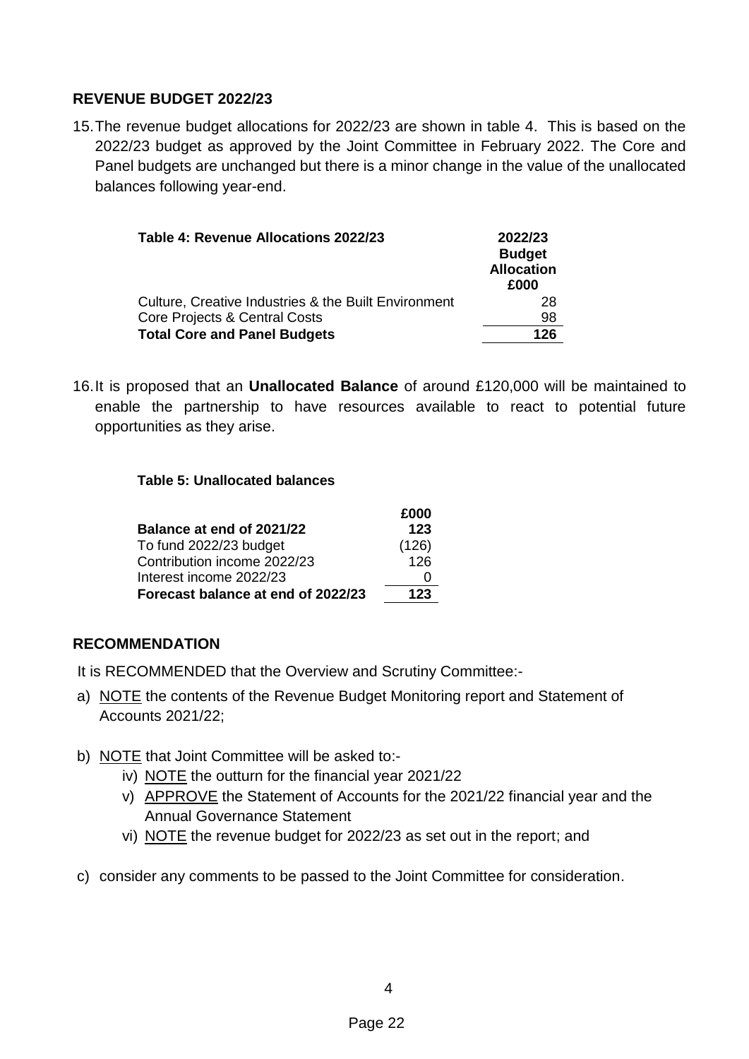## REVENUE BUDGET 2022/23

15. The revenue budget allocations for 2022/23 are shown in table 4. This is based on the 2022/23 budget as approved by the Joint Committee in February 2022. The Core and Panel budgets are unchanged but there is a minor change in the value of the unallocated balances following year-end.

| Table 4: Revenue Allocations 2022/23 | 2022/23 Budget Allocation £000 |
|---|---|
| Culture, Creative Industries & the Built Environment | 28 |
| Core Projects & Central Costs | 98 |
| **Total Core and Panel Budgets** | **126** |

16. It is proposed that an **Unallocated Balance** of around £120,000 will be maintained to enable the partnership to have resources available to react to potential future opportunities as they arise.

**Table 5: Unallocated balances**

| | £000 |
|---|---|
| **Balance at end of 2021/22** | **123** |
| To fund 2022/23 budget | (126) |
| Contribution income 2022/23 | 126 |
| Interest income 2022/23 | 0 |
| **Forecast balance at end of 2022/23** | **123** |

## RECOMMENDATION

It is RECOMMENDED that the Overview and Scrutiny Committee:-

a) NOTE the contents of the Revenue Budget Monitoring report and Statement of Accounts 2021/22;

b) NOTE that Joint Committee will be asked to:-
   iv) NOTE the outturn for the financial year 2021/22
   v) APPROVE the Statement of Accounts for the 2021/22 financial year and the Annual Governance Statement
   vi) NOTE the revenue budget for 2022/23 as set out in the report; and

c) consider any comments to be passed to the Joint Committee for consideration.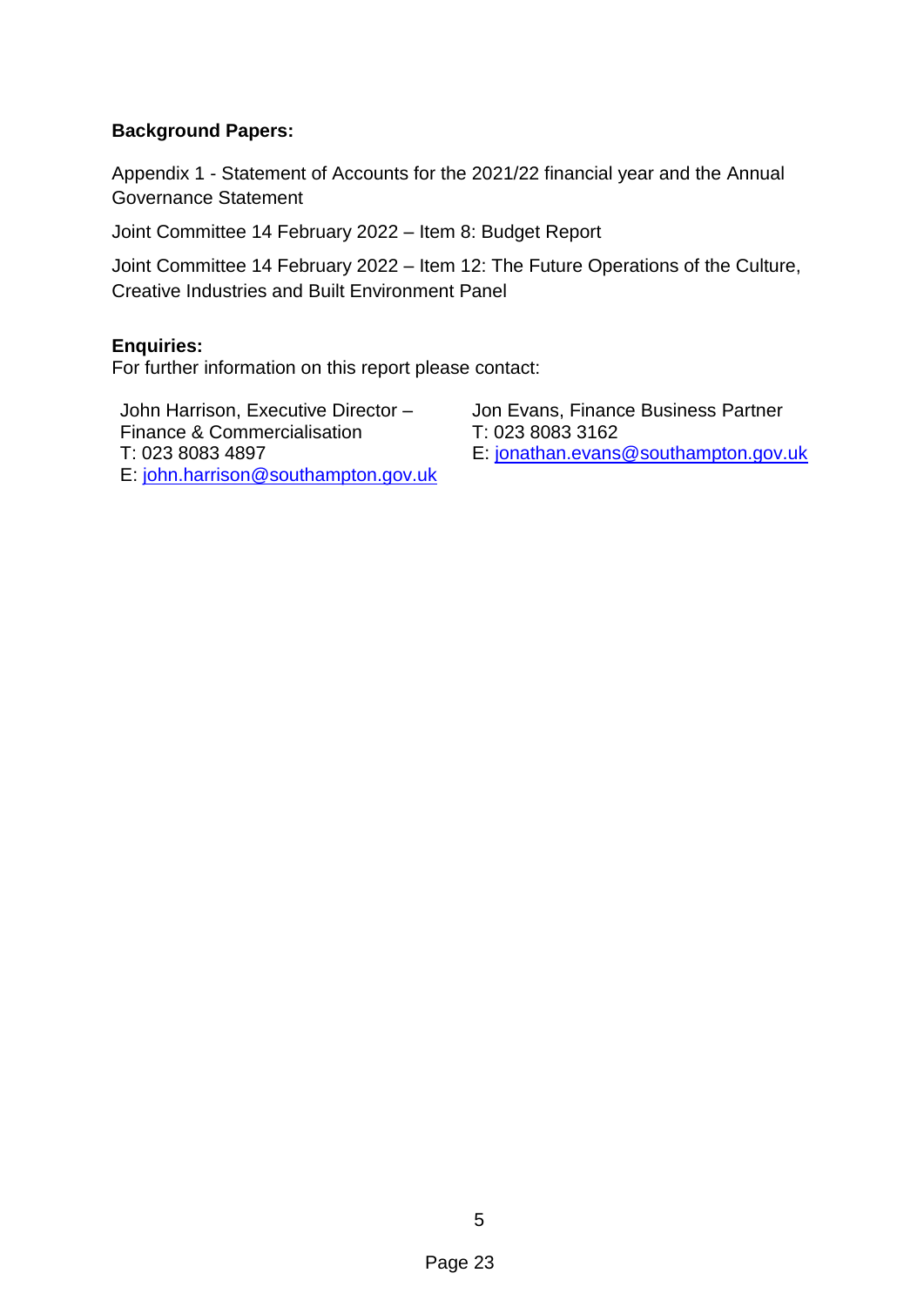**Background Papers:**

Appendix 1 - Statement of Accounts for the 2021/22 financial year and the Annual Governance Statement

Joint Committee 14 February 2022 – Item 8: Budget Report

Joint Committee 14 February 2022 – Item 12: The Future Operations of the Culture, Creative Industries and Built Environment Panel

**Enquiries:**
For further information on this report please contact:

John Harrison, Executive Director – Finance & Commercialisation
T: 023 8083 4897
E: john.harrison@southampton.gov.uk

Jon Evans, Finance Business Partner
T: 023 8083 3162
E: jonathan.evans@southampton.gov.uk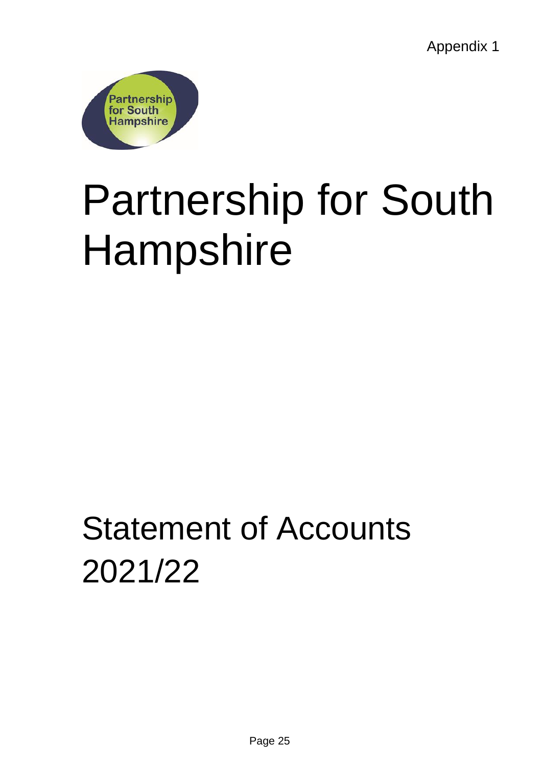Appendix 1

# Partnership for South Hampshire

## Statement of Accounts 2021/22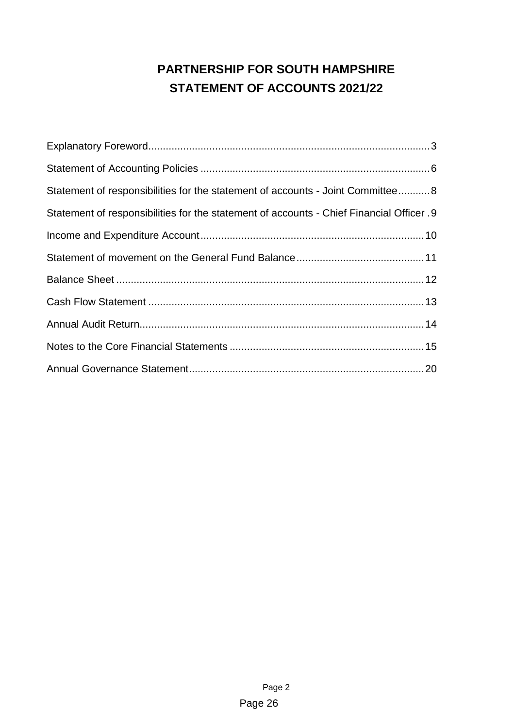# PARTNERSHIP FOR SOUTH HAMPSHIRE
# STATEMENT OF ACCOUNTS 2021/22

Explanatory Foreword................................................................................................3

Statement of Accounting Policies ..............................................................................6

Statement of responsibilities for the statement of accounts - Joint Committee...........8

Statement of responsibilities for the statement of accounts - Chief Financial Officer .9

Income and Expenditure Account............................................................................10

Statement of movement on the General Fund Balance............................................11

Balance Sheet .........................................................................................................12

Cash Flow Statement ..............................................................................................13

Annual Audit Return.................................................................................................14

Notes to the Core Financial Statements ..................................................................15

Annual Governance Statement................................................................................20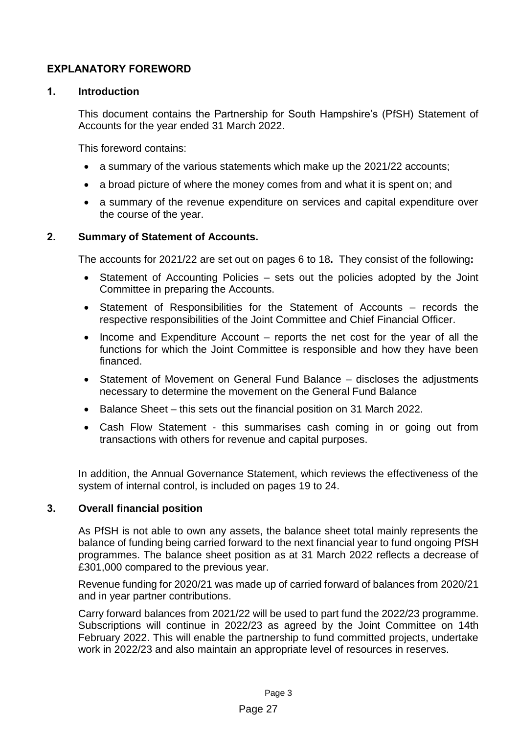## EXPLANATORY FOREWORD

### 1. Introduction

This document contains the Partnership for South Hampshire's (PfSH) Statement of Accounts for the year ended 31 March 2022.

This foreword contains:

- a summary of the various statements which make up the 2021/22 accounts;
- a broad picture of where the money comes from and what it is spent on; and
- a summary of the revenue expenditure on services and capital expenditure over the course of the year.

### 2. Summary of Statement of Accounts.

The accounts for 2021/22 are set out on pages 6 to 18**.** They consist of the following**:**

- Statement of Accounting Policies – sets out the policies adopted by the Joint Committee in preparing the Accounts.
- Statement of Responsibilities for the Statement of Accounts – records the respective responsibilities of the Joint Committee and Chief Financial Officer.
- Income and Expenditure Account – reports the net cost for the year of all the functions for which the Joint Committee is responsible and how they have been financed.
- Statement of Movement on General Fund Balance – discloses the adjustments necessary to determine the movement on the General Fund Balance
- Balance Sheet – this sets out the financial position on 31 March 2022.
- Cash Flow Statement - this summarises cash coming in or going out from transactions with others for revenue and capital purposes.

In addition, the Annual Governance Statement, which reviews the effectiveness of the system of internal control, is included on pages 19 to 24.

### 3. Overall financial position

As PfSH is not able to own any assets, the balance sheet total mainly represents the balance of funding being carried forward to the next financial year to fund ongoing PfSH programmes. The balance sheet position as at 31 March 2022 reflects a decrease of £301,000 compared to the previous year.

Revenue funding for 2020/21 was made up of carried forward of balances from 2020/21 and in year partner contributions.

Carry forward balances from 2021/22 will be used to part fund the 2022/23 programme. Subscriptions will continue in 2022/23 as agreed by the Joint Committee on 14th February 2022. This will enable the partnership to fund committed projects, undertake work in 2022/23 and also maintain an appropriate level of resources in reserves.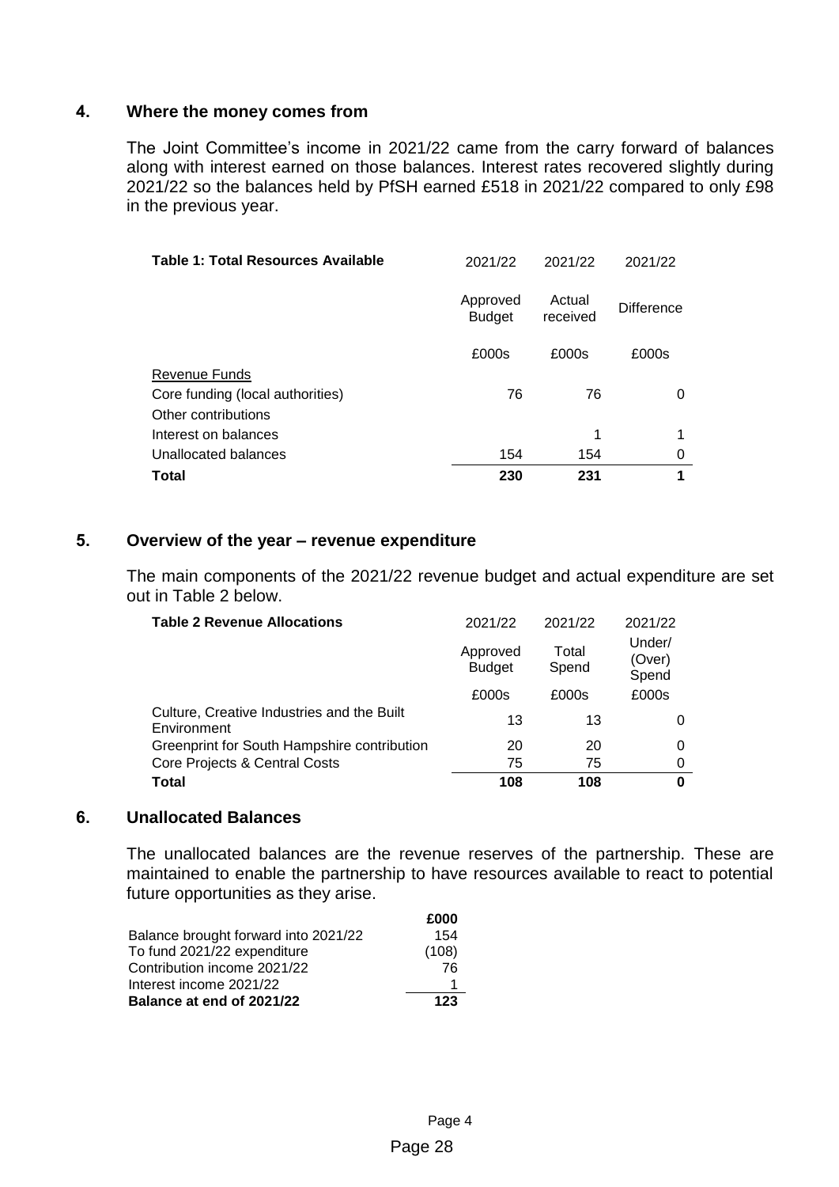## 4. Where the money comes from

The Joint Committee's income in 2021/22 came from the carry forward of balances along with interest earned on those balances. Interest rates recovered slightly during 2021/22 so the balances held by PfSH earned £518 in 2021/22 compared to only £98 in the previous year.

| **Table 1: Total Resources Available** | 2021/22 | 2021/22 | 2021/22 |
|---|---|---|---|
| | Approved Budget | Actual received | Difference |
| | £000s | £000s | £000s |
| Revenue Funds | | | |
| Core funding (local authorities) | 76 | 76 | 0 |
| Other contributions | | | |
| Interest on balances | | 1 | 1 |
| Unallocated balances | 154 | 154 | 0 |
| **Total** | **230** | **231** | **1** |

## 5. Overview of the year – revenue expenditure

The main components of the 2021/22 revenue budget and actual expenditure are set out in Table 2 below.

| **Table 2 Revenue Allocations** | 2021/22 | 2021/22 | 2021/22 |
|---|---|---|---|
| | Approved Budget | Total Spend | Under/ (Over) Spend |
| | £000s | £000s | £000s |
| Culture, Creative Industries and the Built Environment | 13 | 13 | 0 |
| Greenprint for South Hampshire contribution | 20 | 20 | 0 |
| Core Projects & Central Costs | 75 | 75 | 0 |
| **Total** | **108** | **108** | **0** |

## 6. Unallocated Balances

The unallocated balances are the revenue reserves of the partnership. These are maintained to enable the partnership to have resources available to react to potential future opportunities as they arise.

| | **£000** |
|---|---|
| Balance brought forward into 2021/22 | 154 |
| To fund 2021/22 expenditure | (108) |
| Contribution income 2021/22 | 76 |
| Interest income 2021/22 | 1 |
| **Balance at end of 2021/22** | **123** |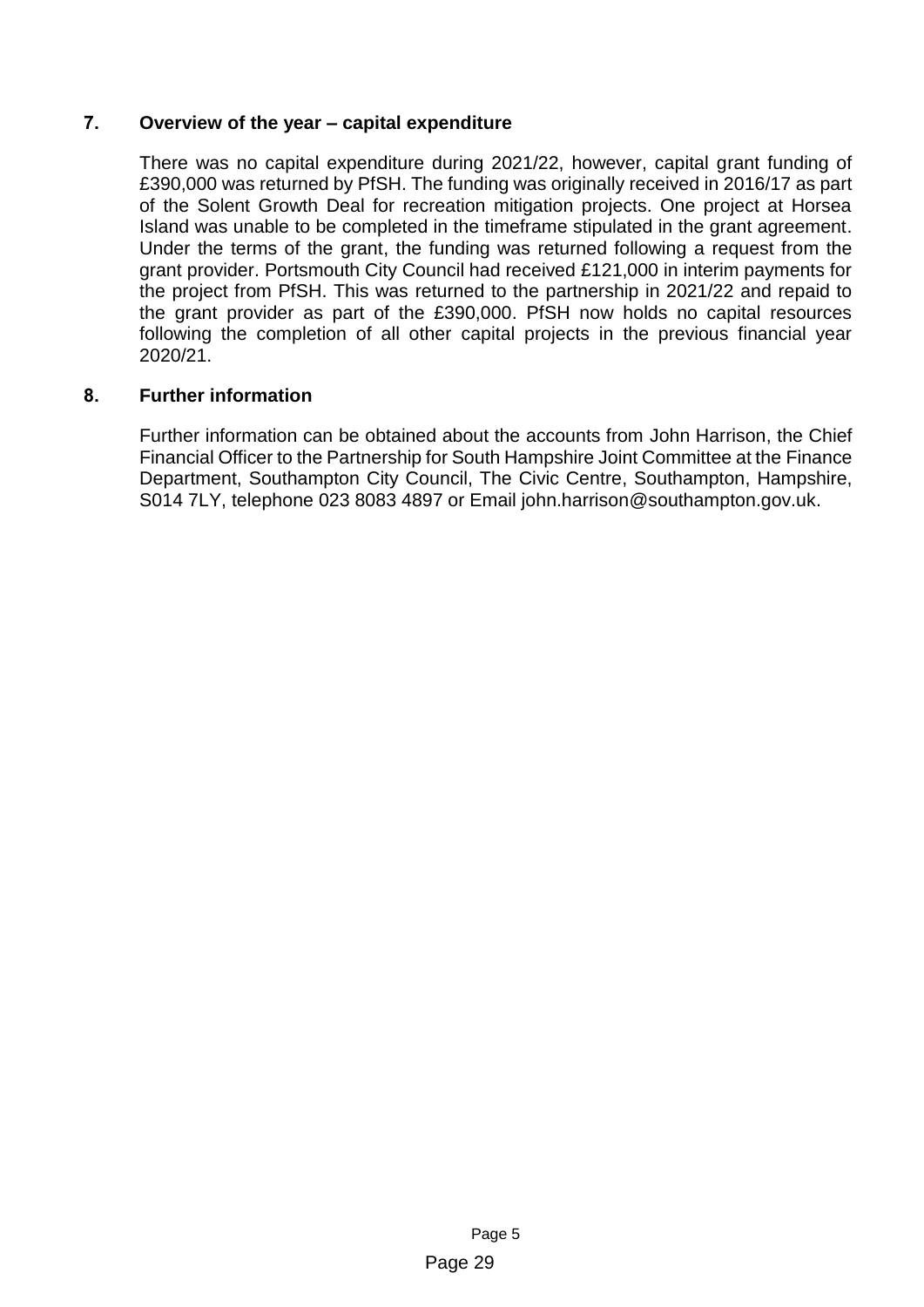## 7. Overview of the year – capital expenditure

There was no capital expenditure during 2021/22, however, capital grant funding of £390,000 was returned by PfSH. The funding was originally received in 2016/17 as part of the Solent Growth Deal for recreation mitigation projects. One project at Horsea Island was unable to be completed in the timeframe stipulated in the grant agreement. Under the terms of the grant, the funding was returned following a request from the grant provider. Portsmouth City Council had received £121,000 in interim payments for the project from PfSH. This was returned to the partnership in 2021/22 and repaid to the grant provider as part of the £390,000. PfSH now holds no capital resources following the completion of all other capital projects in the previous financial year 2020/21.

## 8. Further information

Further information can be obtained about the accounts from John Harrison, the Chief Financial Officer to the Partnership for South Hampshire Joint Committee at the Finance Department, Southampton City Council, The Civic Centre, Southampton, Hampshire, S014 7LY, telephone 023 8083 4897 or Email john.harrison@southampton.gov.uk.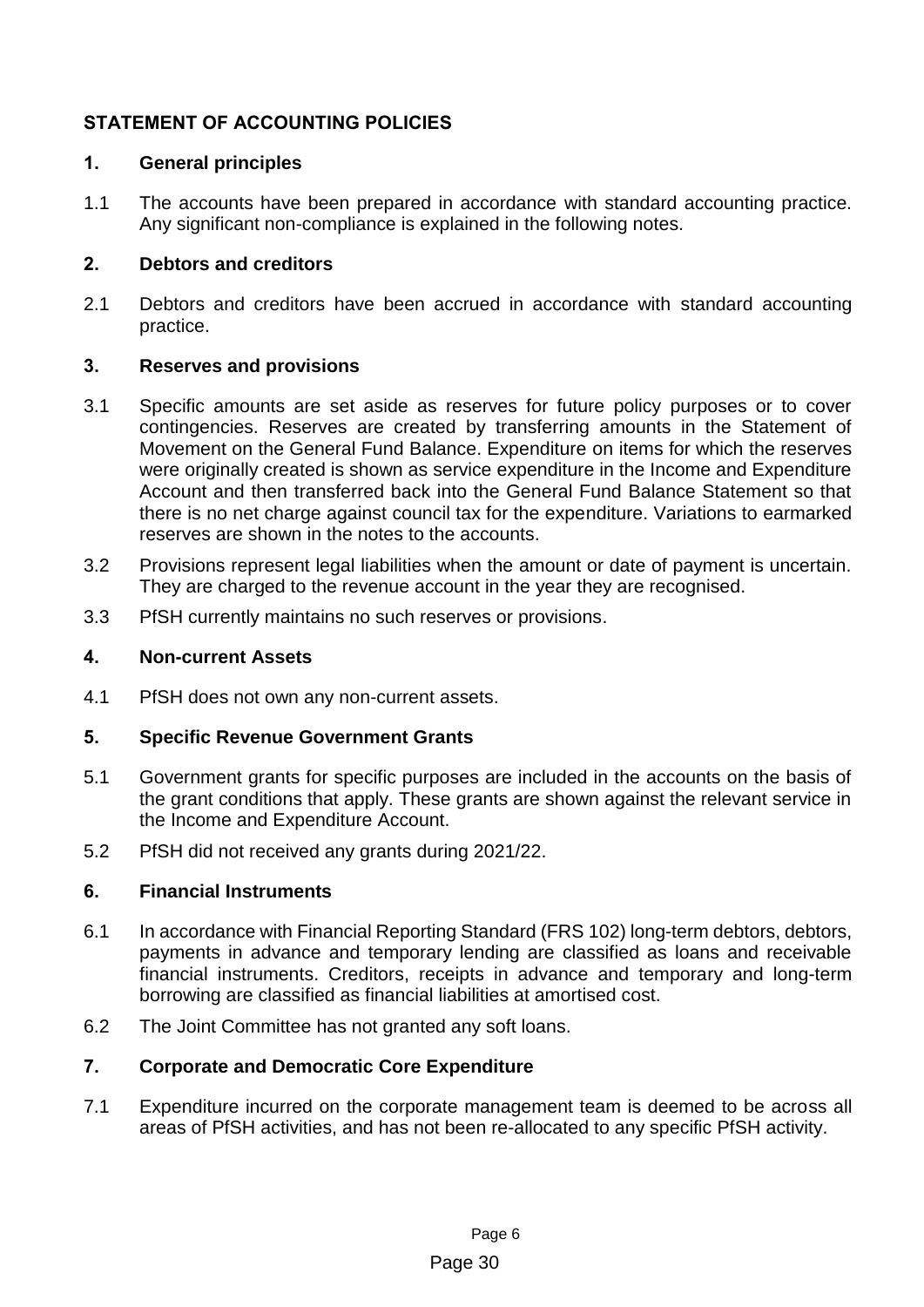## STATEMENT OF ACCOUNTING POLICIES

### 1. General principles

1.1 The accounts have been prepared in accordance with standard accounting practice. Any significant non-compliance is explained in the following notes.

### 2. Debtors and creditors

2.1 Debtors and creditors have been accrued in accordance with standard accounting practice.

### 3. Reserves and provisions

3.1 Specific amounts are set aside as reserves for future policy purposes or to cover contingencies. Reserves are created by transferring amounts in the Statement of Movement on the General Fund Balance. Expenditure on items for which the reserves were originally created is shown as service expenditure in the Income and Expenditure Account and then transferred back into the General Fund Balance Statement so that there is no net charge against council tax for the expenditure. Variations to earmarked reserves are shown in the notes to the accounts.

3.2 Provisions represent legal liabilities when the amount or date of payment is uncertain. They are charged to the revenue account in the year they are recognised.

3.3 PfSH currently maintains no such reserves or provisions.

### 4. Non-current Assets

4.1 PfSH does not own any non-current assets.

### 5. Specific Revenue Government Grants

5.1 Government grants for specific purposes are included in the accounts on the basis of the grant conditions that apply. These grants are shown against the relevant service in the Income and Expenditure Account.

5.2 PfSH did not received any grants during 2021/22.

### 6. Financial Instruments

6.1 In accordance with Financial Reporting Standard (FRS 102) long-term debtors, debtors, payments in advance and temporary lending are classified as loans and receivable financial instruments. Creditors, receipts in advance and temporary and long-term borrowing are classified as financial liabilities at amortised cost.

6.2 The Joint Committee has not granted any soft loans.

### 7. Corporate and Democratic Core Expenditure

7.1 Expenditure incurred on the corporate management team is deemed to be across all areas of PfSH activities, and has not been re-allocated to any specific PfSH activity.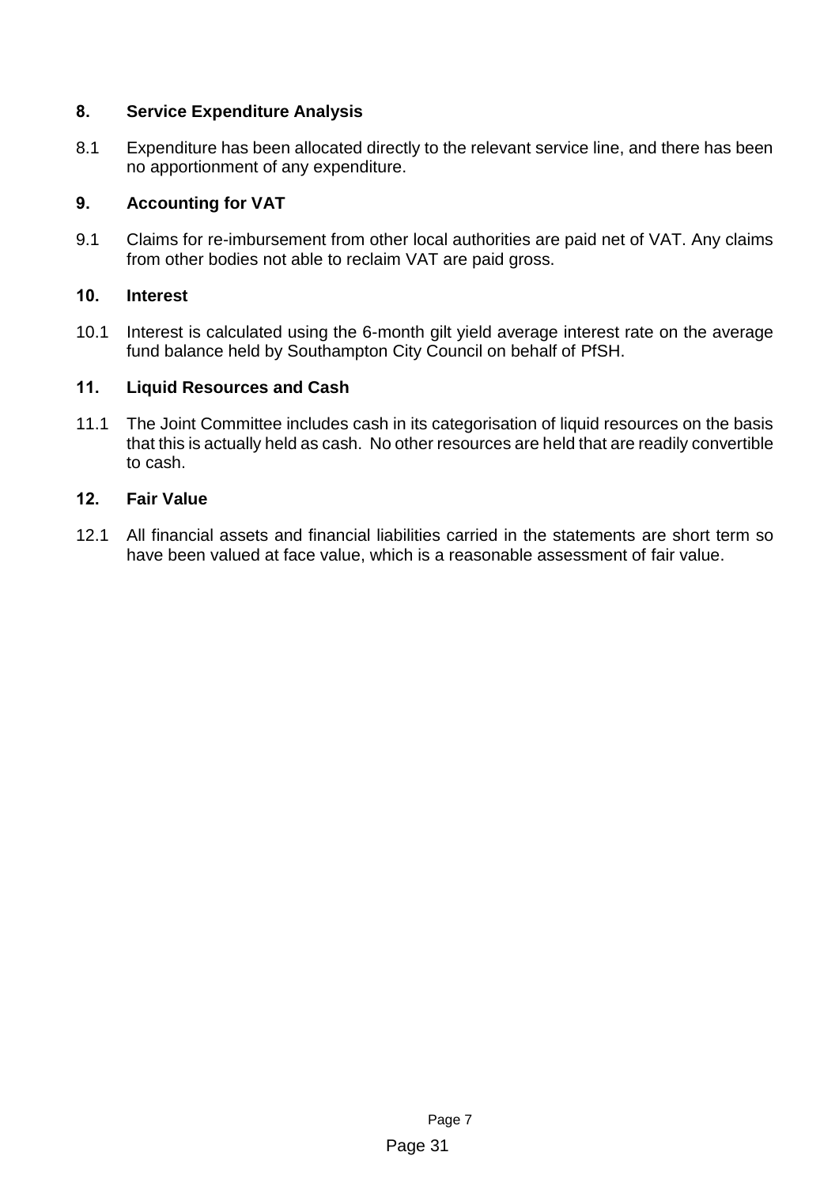## 8. Service Expenditure Analysis

8.1 Expenditure has been allocated directly to the relevant service line, and there has been no apportionment of any expenditure.

## 9. Accounting for VAT

9.1 Claims for re-imbursement from other local authorities are paid net of VAT. Any claims from other bodies not able to reclaim VAT are paid gross.

## 10. Interest

10.1 Interest is calculated using the 6-month gilt yield average interest rate on the average fund balance held by Southampton City Council on behalf of PfSH.

## 11. Liquid Resources and Cash

11.1 The Joint Committee includes cash in its categorisation of liquid resources on the basis that this is actually held as cash. No other resources are held that are readily convertible to cash.

## 12. Fair Value

12.1 All financial assets and financial liabilities carried in the statements are short term so have been valued at face value, which is a reasonable assessment of fair value.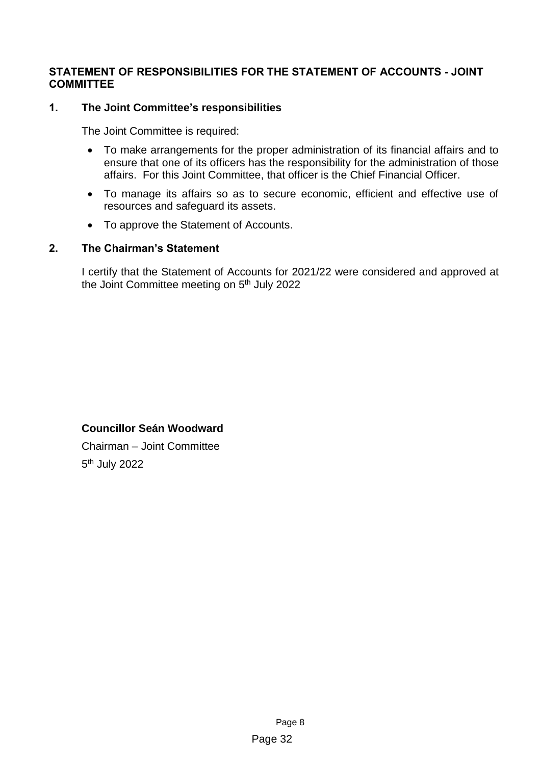## STATEMENT OF RESPONSIBILITIES FOR THE STATEMENT OF ACCOUNTS - JOINT COMMITTEE

### 1. The Joint Committee's responsibilities

The Joint Committee is required:

- To make arrangements for the proper administration of its financial affairs and to ensure that one of its officers has the responsibility for the administration of those affairs. For this Joint Committee, that officer is the Chief Financial Officer.
- To manage its affairs so as to secure economic, efficient and effective use of resources and safeguard its assets.
- To approve the Statement of Accounts.

### 2. The Chairman's Statement

I certify that the Statement of Accounts for 2021/22 were considered and approved at the Joint Committee meeting on 5th July 2022

**Councillor Seán Woodward**

Chairman – Joint Committee

5th July 2022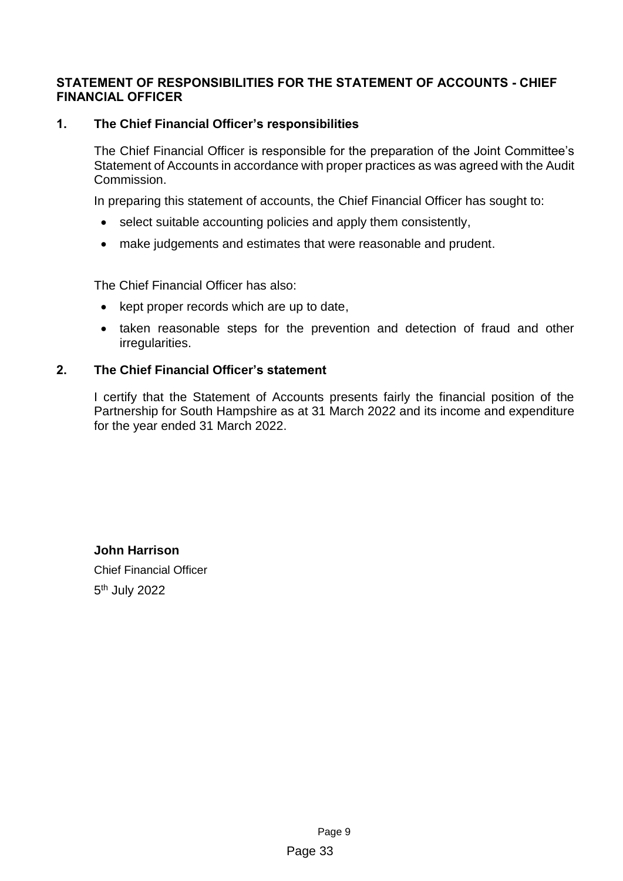## STATEMENT OF RESPONSIBILITIES FOR THE STATEMENT OF ACCOUNTS - CHIEF FINANCIAL OFFICER

### 1. The Chief Financial Officer's responsibilities

The Chief Financial Officer is responsible for the preparation of the Joint Committee's Statement of Accounts in accordance with proper practices as was agreed with the Audit Commission.

In preparing this statement of accounts, the Chief Financial Officer has sought to:

- select suitable accounting policies and apply them consistently,
- make judgements and estimates that were reasonable and prudent.

The Chief Financial Officer has also:

- kept proper records which are up to date,
- taken reasonable steps for the prevention and detection of fraud and other irregularities.

### 2. The Chief Financial Officer's statement

I certify that the Statement of Accounts presents fairly the financial position of the Partnership for South Hampshire as at 31 March 2022 and its income and expenditure for the year ended 31 March 2022.

**John Harrison**

Chief Financial Officer

5th July 2022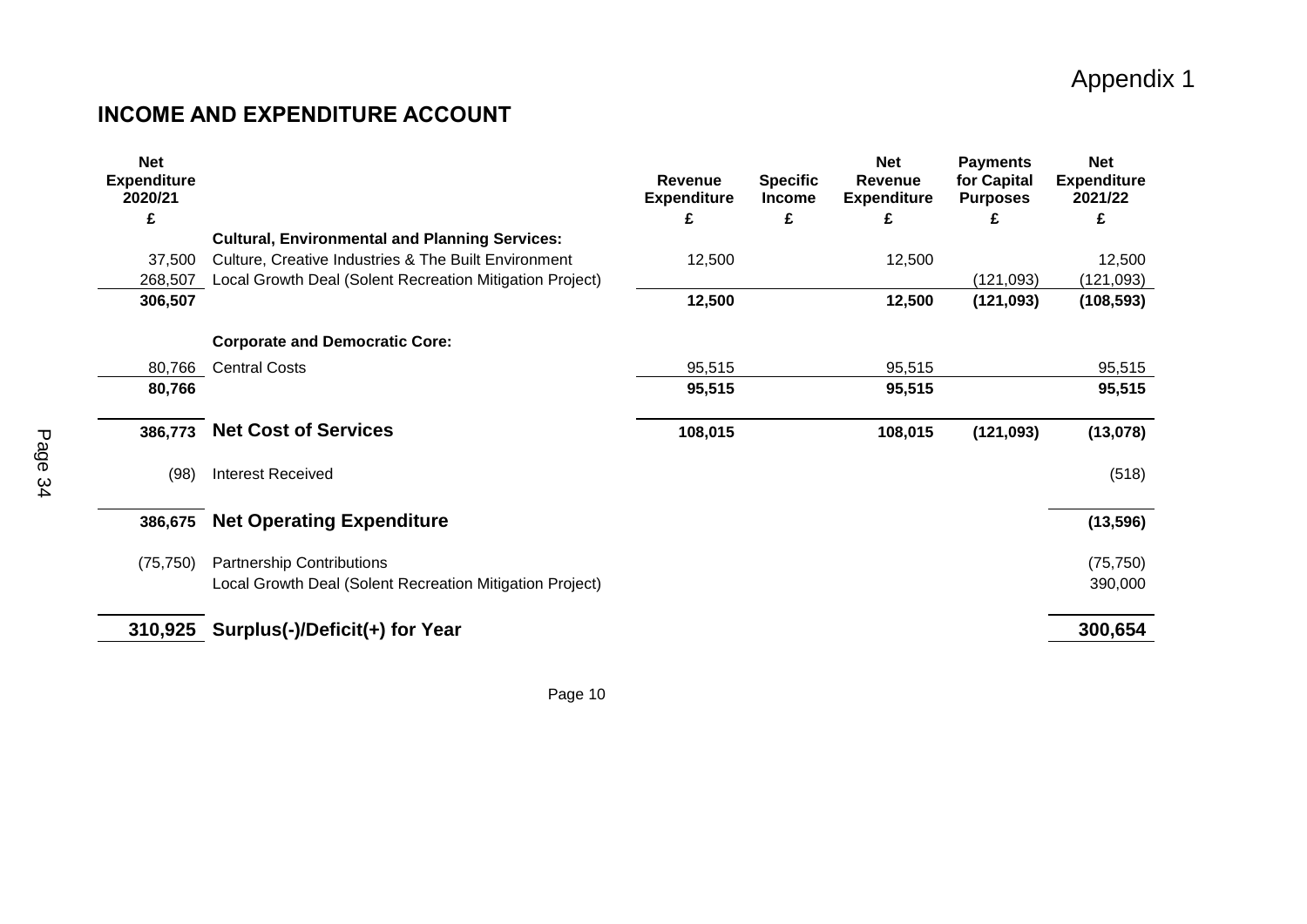Appendix 1

## INCOME AND EXPENDITURE ACCOUNT

| Net Expenditure 2020/21 £ | | Revenue Expenditure £ | Specific Income £ | Net Revenue Expenditure £ | Payments for Capital Purposes £ | Net Expenditure 2021/22 £ |
|---|---|---|---|---|---|---|
| | **Cultural, Environmental and Planning Services:** | | | | | |
| 37,500 | Culture, Creative Industries & The Built Environment | 12,500 | | 12,500 | | 12,500 |
| 268,507 | Local Growth Deal (Solent Recreation Mitigation Project) | | | | (121,093) | (121,093) |
| **306,507** | | **12,500** | | **12,500** | **(121,093)** | **(108,593)** |
| | **Corporate and Democratic Core:** | | | | | |
| 80,766 | Central Costs | 95,515 | | 95,515 | | 95,515 |
| **80,766** | | **95,515** | | **95,515** | | **95,515** |
| **386,773** | **Net Cost of Services** | **108,015** | | **108,015** | **(121,093)** | **(13,078)** |
| (98) | Interest Received | | | | | (518) |
| **386,675** | **Net Operating Expenditure** | | | | | **(13,596)** |
| (75,750) | Partnership Contributions | | | | | (75,750) |
| | Local Growth Deal (Solent Recreation Mitigation Project) | | | | | 390,000 |
| **310,925** | **Surplus(-)/Deficit(+) for Year** | | | | | **300,654** |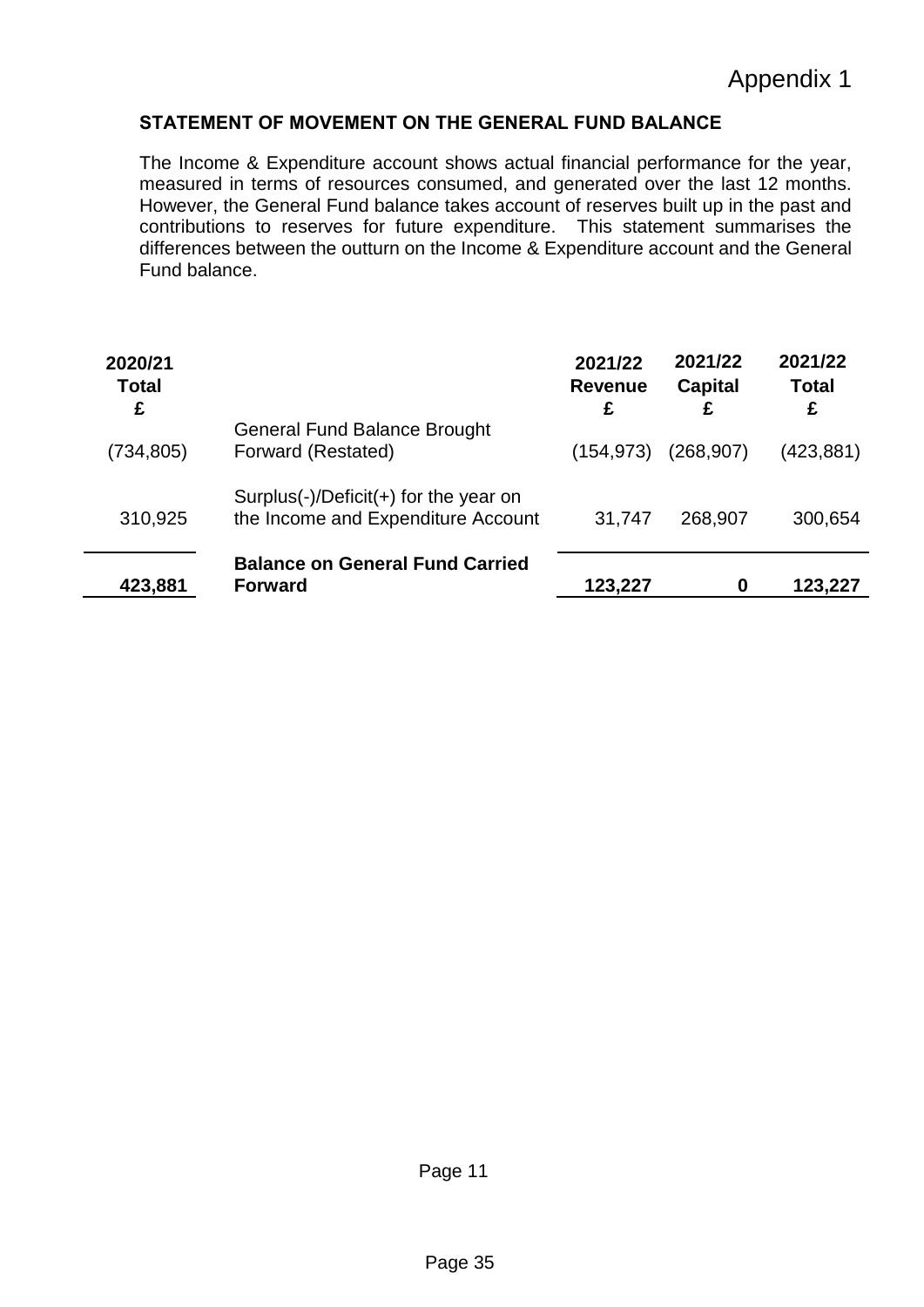Appendix 1

## STATEMENT OF MOVEMENT ON THE GENERAL FUND BALANCE

The Income & Expenditure account shows actual financial performance for the year, measured in terms of resources consumed, and generated over the last 12 months. However, the General Fund balance takes account of reserves built up in the past and contributions to reserves for future expenditure. This statement summarises the differences between the outturn on the Income & Expenditure account and the General Fund balance.

| 2020/21 Total £ | | 2021/22 Revenue £ | 2021/22 Capital £ | 2021/22 Total £ |
|---|---|---|---|---|
| (734,805) | General Fund Balance Brought Forward (Restated) | (154,973) | (268,907) | (423,881) |
| 310,925 | Surplus(-)/Deficit(+) for the year on the Income and Expenditure Account | 31,747 | 268,907 | 300,654 |
| **423,881** | **Balance on General Fund Carried Forward** | **123,227** | **0** | **123,227** |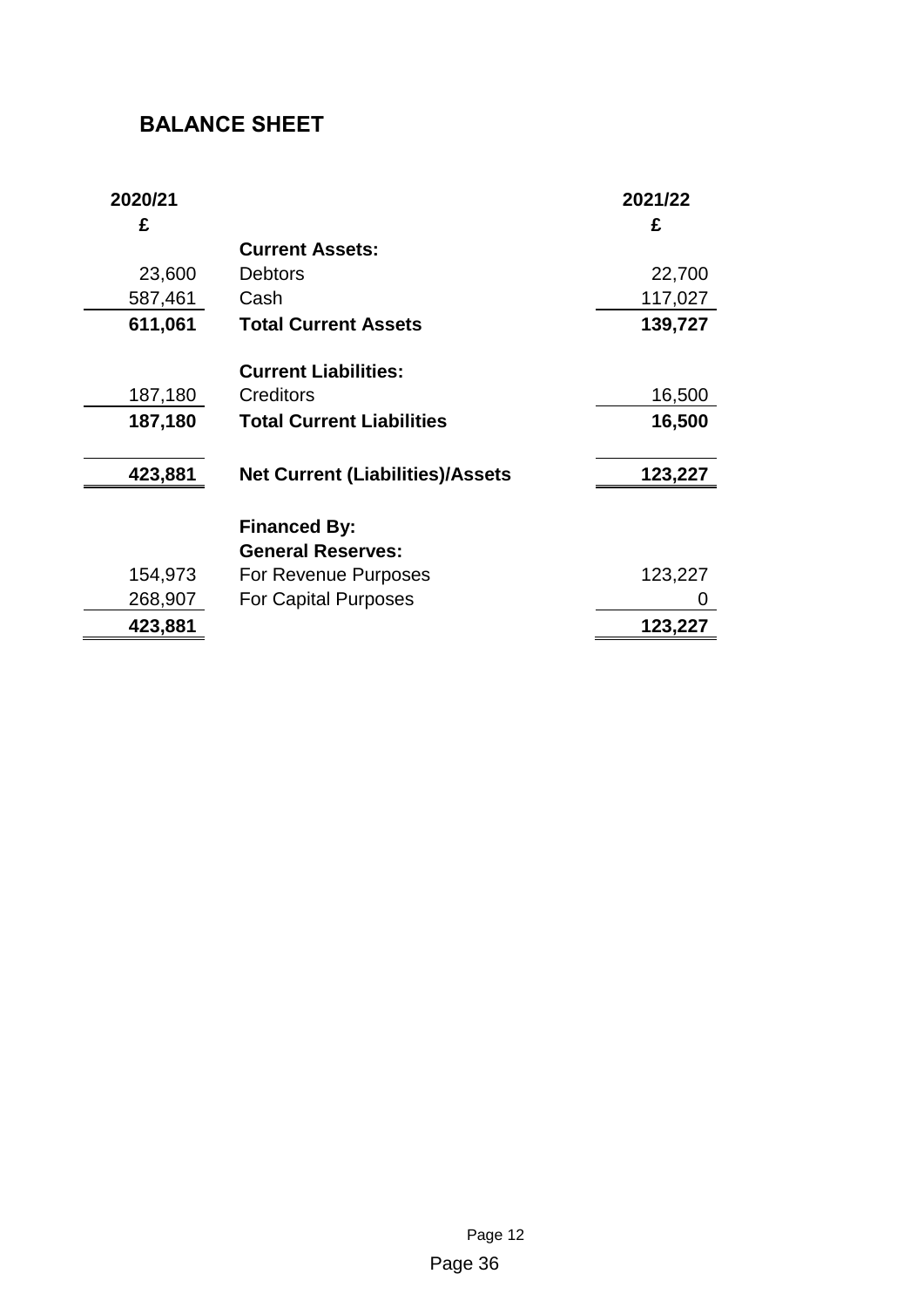## BALANCE SHEET

| 2020/21 £ | | 2021/22 £ |
|---|---|---|
| | **Current Assets:** | |
| 23,600 | Debtors | 22,700 |
| 587,461 | Cash | 117,027 |
| **611,061** | **Total Current Assets** | **139,727** |
| | **Current Liabilities:** | |
| 187,180 | Creditors | 16,500 |
| **187,180** | **Total Current Liabilities** | **16,500** |
| **423,881** | **Net Current (Liabilities)/Assets** | **123,227** |
| | **Financed By:** | |
| | **General Reserves:** | |
| 154,973 | For Revenue Purposes | 123,227 |
| 268,907 | For Capital Purposes | 0 |
| **423,881** | | **123,227** |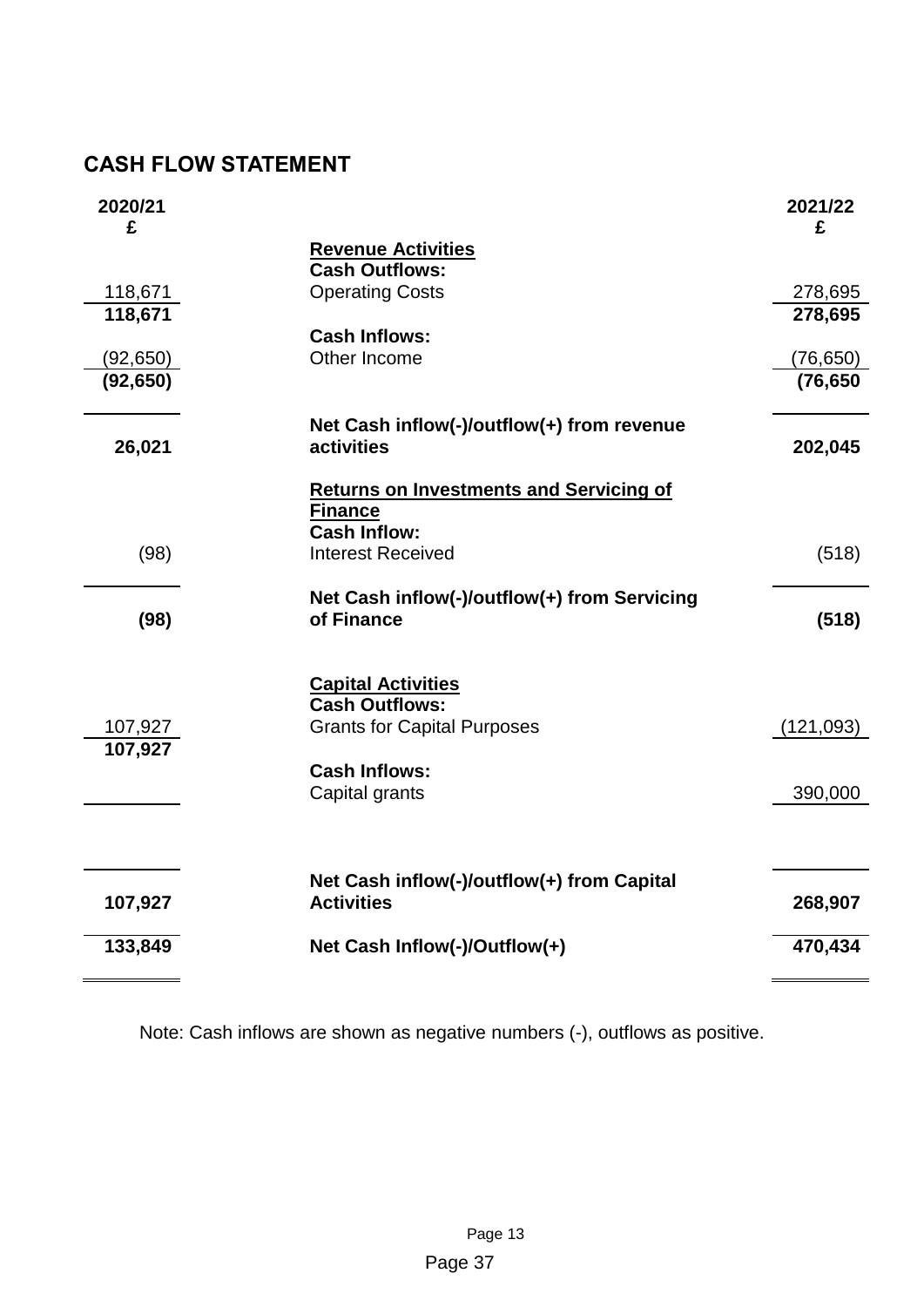## CASH FLOW STATEMENT

| 2020/21 £ | | 2021/22 £ |
|---|---|---|
| | **Revenue Activities** | |
| | **Cash Outflows:** | |
| 118,671 | Operating Costs | 278,695 |
| **118,671** | | **278,695** |
| | **Cash Inflows:** | |
| (92,650) | Other Income | (76,650) |
| **(92,650)** | | **(76,650** |
| **26,021** | **Net Cash inflow(-)/outflow(+) from revenue activities** | **202,045** |
| | **Returns on Investments and Servicing of Finance** | |
| | **Cash Inflow:** | |
| (98) | Interest Received | (518) |
| **(98)** | **Net Cash inflow(-)/outflow(+) from Servicing of Finance** | **(518)** |
| | **Capital Activities** | |
| | **Cash Outflows:** | |
| 107,927 | Grants for Capital Purposes | (121,093) |
| **107,927** | | |
| | **Cash Inflows:** | |
| | Capital grants | 390,000 |
| **107,927** | **Net Cash inflow(-)/outflow(+) from Capital Activities** | **268,907** |
| **133,849** | **Net Cash Inflow(-)/Outflow(+)** | **470,434** |

Note: Cash inflows are shown as negative numbers (-), outflows as positive.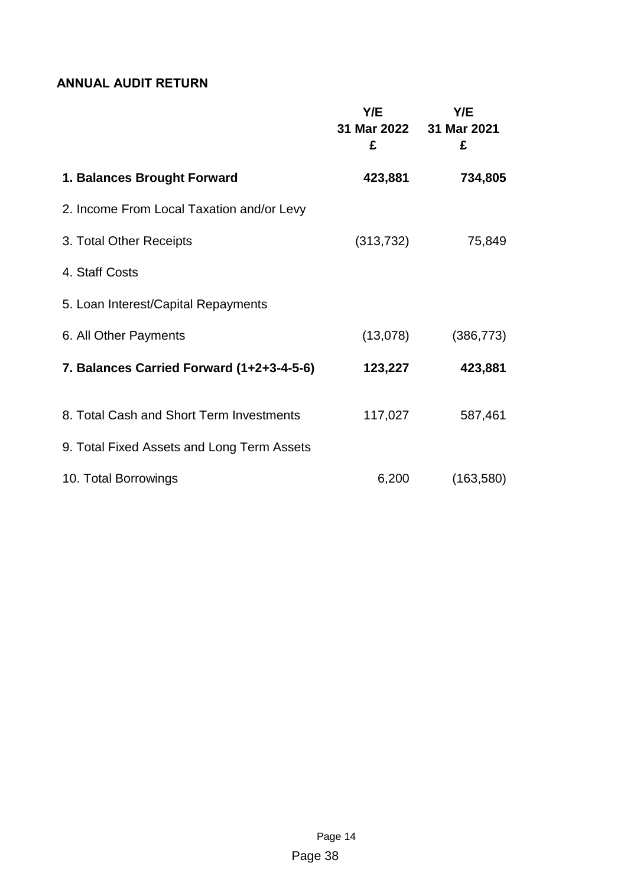## ANNUAL AUDIT RETURN

| | Y/E 31 Mar 2022 £ | Y/E 31 Mar 2021 £ |
|---|---|---|
| **1. Balances Brought Forward** | **423,881** | **734,805** |
| 2. Income From Local Taxation and/or Levy | | |
| 3. Total Other Receipts | (313,732) | 75,849 |
| 4. Staff Costs | | |
| 5. Loan Interest/Capital Repayments | | |
| 6. All Other Payments | (13,078) | (386,773) |
| **7. Balances Carried Forward (1+2+3-4-5-6)** | **123,227** | **423,881** |
| 8. Total Cash and Short Term Investments | 117,027 | 587,461 |
| 9. Total Fixed Assets and Long Term Assets | | |
| 10. Total Borrowings | 6,200 | (163,580) |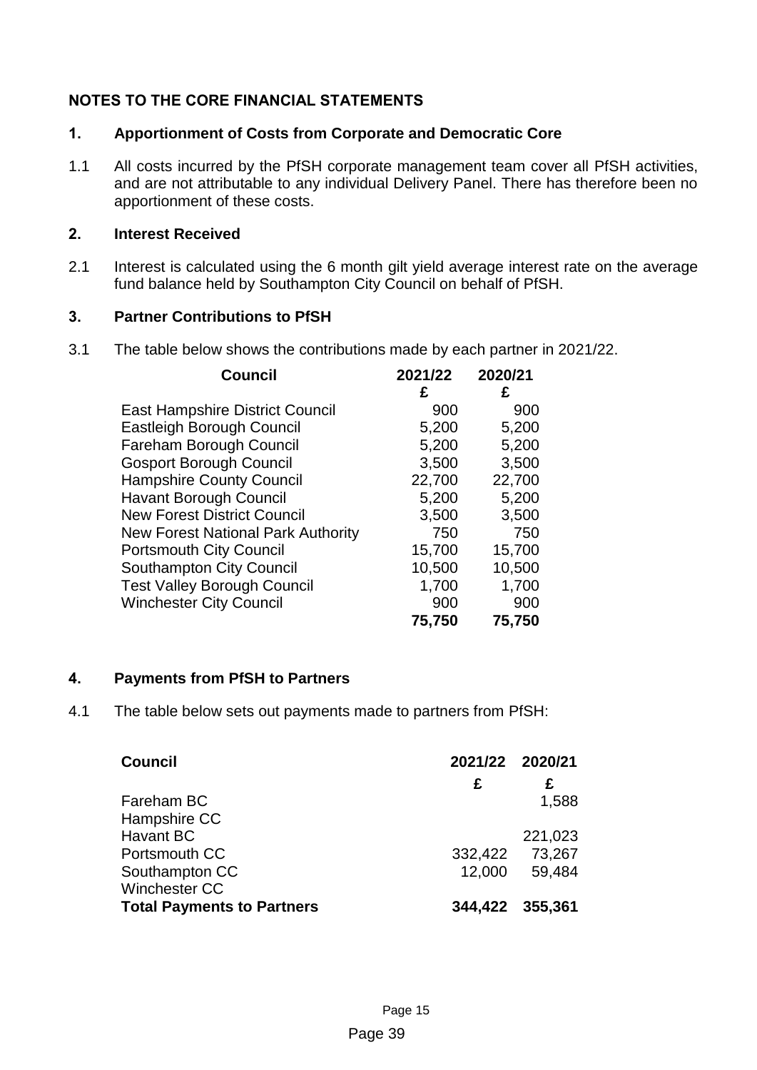## NOTES TO THE CORE FINANCIAL STATEMENTS

### 1. Apportionment of Costs from Corporate and Democratic Core

1.1 All costs incurred by the PfSH corporate management team cover all PfSH activities, and are not attributable to any individual Delivery Panel. There has therefore been no apportionment of these costs.

### 2. Interest Received

2.1 Interest is calculated using the 6 month gilt yield average interest rate on the average fund balance held by Southampton City Council on behalf of PfSH.

### 3. Partner Contributions to PfSH

3.1 The table below shows the contributions made by each partner in 2021/22.

| Council | 2021/22 | 2020/21 |
|---|---|---|
| | £ | £ |
| East Hampshire District Council | 900 | 900 |
| Eastleigh Borough Council | 5,200 | 5,200 |
| Fareham Borough Council | 5,200 | 5,200 |
| Gosport Borough Council | 3,500 | 3,500 |
| Hampshire County Council | 22,700 | 22,700 |
| Havant Borough Council | 5,200 | 5,200 |
| New Forest District Council | 3,500 | 3,500 |
| New Forest National Park Authority | 750 | 750 |
| Portsmouth City Council | 15,700 | 15,700 |
| Southampton City Council | 10,500 | 10,500 |
| Test Valley Borough Council | 1,700 | 1,700 |
| Winchester City Council | 900 | 900 |
| | **75,750** | **75,750** |

### 4. Payments from PfSH to Partners

4.1 The table below sets out payments made to partners from PfSH:

| Council | 2021/22 | 2020/21 |
|---|---|---|
| | £ | £ |
| Fareham BC | | 1,588 |
| Hampshire CC | | |
| Havant BC | | 221,023 |
| Portsmouth CC | 332,422 | 73,267 |
| Southampton CC | 12,000 | 59,484 |
| Winchester CC | | |
| **Total Payments to Partners** | **344,422** | **355,361** |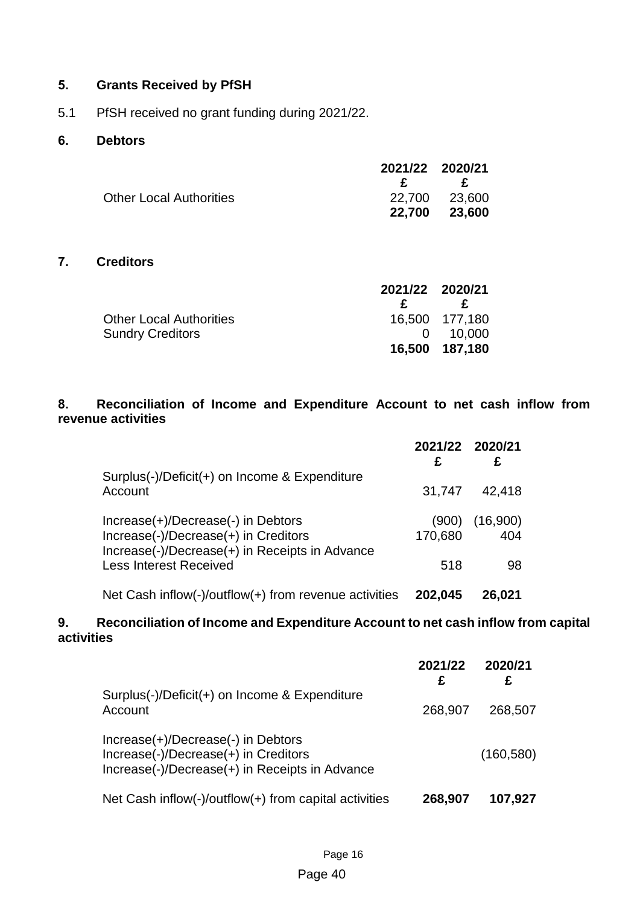## 5. Grants Received by PfSH

5.1 PfSH received no grant funding during 2021/22.

## 6. Debtors

| | 2021/22 | 2020/21 |
|---|---|---|
| | £ | £ |
| Other Local Authorities | 22,700 | 23,600 |
| | **22,700** | **23,600** |

## 7. Creditors

| | 2021/22 | 2020/21 |
|---|---|---|
| | £ | £ |
| Other Local Authorities | 16,500 | 177,180 |
| Sundry Creditors | 0 | 10,000 |
| | **16,500** | **187,180** |

## 8. Reconciliation of Income and Expenditure Account to net cash inflow from revenue activities

| | 2021/22 | 2020/21 |
|---|---|---|
| | £ | £ |
| Surplus(-)/Deficit(+) on Income & Expenditure Account | 31,747 | 42,418 |
| Increase(+)/Decrease(-) in Debtors | (900) | (16,900) |
| Increase(-)/Decrease(+) in Creditors | 170,680 | 404 |
| Increase(-)/Decrease(+) in Receipts in Advance | | |
| Less Interest Received | 518 | 98 |
| Net Cash inflow(-)/outflow(+) from revenue activities | **202,045** | **26,021** |

## 9. Reconciliation of Income and Expenditure Account to net cash inflow from capital activities

| | 2021/22 | 2020/21 |
|---|---|---|
| | £ | £ |
| Surplus(-)/Deficit(+) on Income & Expenditure Account | 268,907 | 268,507 |
| Increase(+)/Decrease(-) in Debtors | | |
| Increase(-)/Decrease(+) in Creditors | | (160,580) |
| Increase(-)/Decrease(+) in Receipts in Advance | | |
| Net Cash inflow(-)/outflow(+) from capital activities | **268,907** | **107,927** |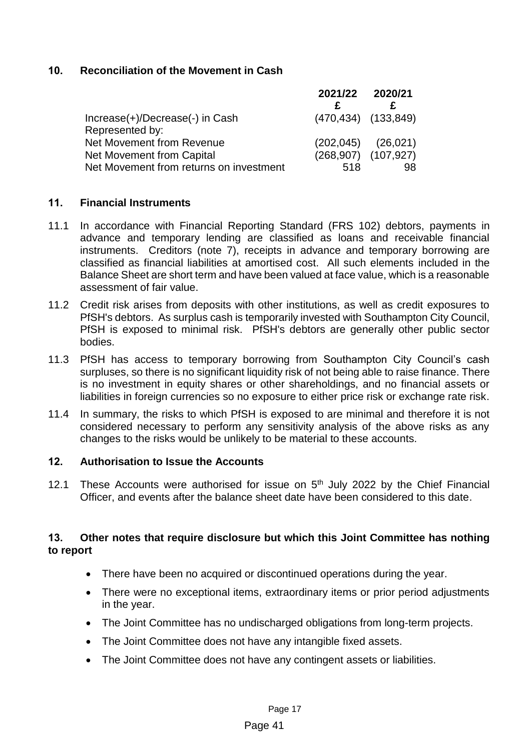## 10. Reconciliation of the Movement in Cash

| | 2021/22 | 2020/21 |
|---|---|---|
| | £ | £ |
| Increase(+)/Decrease(-) in Cash | (470,434) | (133,849) |
| Represented by: | | |
| Net Movement from Revenue | (202,045) | (26,021) |
| Net Movement from Capital | (268,907) | (107,927) |
| Net Movement from returns on investment | 518 | 98 |

## 11. Financial Instruments

11.1 In accordance with Financial Reporting Standard (FRS 102) debtors, payments in advance and temporary lending are classified as loans and receivable financial instruments. Creditors (note 7), receipts in advance and temporary borrowing are classified as financial liabilities at amortised cost. All such elements included in the Balance Sheet are short term and have been valued at face value, which is a reasonable assessment of fair value.

11.2 Credit risk arises from deposits with other institutions, as well as credit exposures to PfSH's debtors. As surplus cash is temporarily invested with Southampton City Council, PfSH is exposed to minimal risk. PfSH's debtors are generally other public sector bodies.

11.3 PfSH has access to temporary borrowing from Southampton City Council's cash surpluses, so there is no significant liquidity risk of not being able to raise finance. There is no investment in equity shares or other shareholdings, and no financial assets or liabilities in foreign currencies so no exposure to either price risk or exchange rate risk.

11.4 In summary, the risks to which PfSH is exposed to are minimal and therefore it is not considered necessary to perform any sensitivity analysis of the above risks as any changes to the risks would be unlikely to be material to these accounts.

## 12. Authorisation to Issue the Accounts

12.1 These Accounts were authorised for issue on 5th July 2022 by the Chief Financial Officer, and events after the balance sheet date have been considered to this date.

## 13. Other notes that require disclosure but which this Joint Committee has nothing to report

- There have been no acquired or discontinued operations during the year.
- There were no exceptional items, extraordinary items or prior period adjustments in the year.
- The Joint Committee has no undischarged obligations from long-term projects.
- The Joint Committee does not have any intangible fixed assets.
- The Joint Committee does not have any contingent assets or liabilities.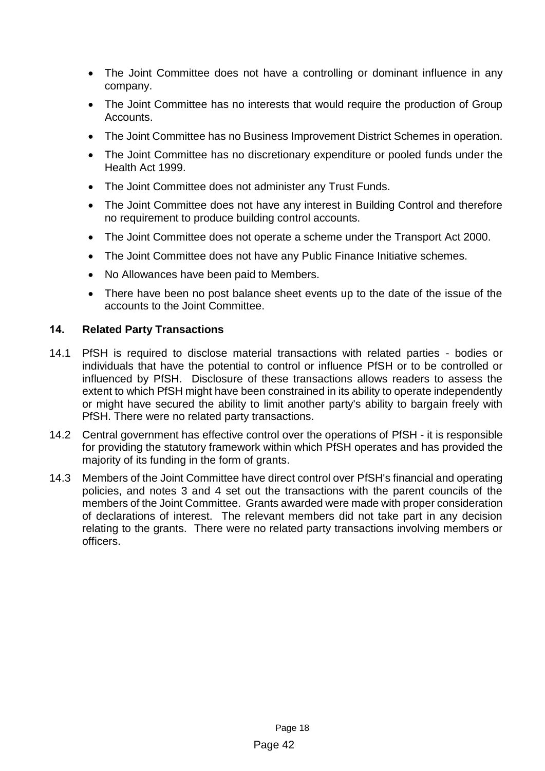- The Joint Committee does not have a controlling or dominant influence in any company.
- The Joint Committee has no interests that would require the production of Group Accounts.
- The Joint Committee has no Business Improvement District Schemes in operation.
- The Joint Committee has no discretionary expenditure or pooled funds under the Health Act 1999.
- The Joint Committee does not administer any Trust Funds.
- The Joint Committee does not have any interest in Building Control and therefore no requirement to produce building control accounts.
- The Joint Committee does not operate a scheme under the Transport Act 2000.
- The Joint Committee does not have any Public Finance Initiative schemes.
- No Allowances have been paid to Members.
- There have been no post balance sheet events up to the date of the issue of the accounts to the Joint Committee.

## 14. Related Party Transactions

14.1 PfSH is required to disclose material transactions with related parties - bodies or individuals that have the potential to control or influence PfSH or to be controlled or influenced by PfSH. Disclosure of these transactions allows readers to assess the extent to which PfSH might have been constrained in its ability to operate independently or might have secured the ability to limit another party's ability to bargain freely with PfSH. There were no related party transactions.

14.2 Central government has effective control over the operations of PfSH - it is responsible for providing the statutory framework within which PfSH operates and has provided the majority of its funding in the form of grants.

14.3 Members of the Joint Committee have direct control over PfSH's financial and operating policies, and notes 3 and 4 set out the transactions with the parent councils of the members of the Joint Committee. Grants awarded were made with proper consideration of declarations of interest. The relevant members did not take part in any decision relating to the grants. There were no related party transactions involving members or officers.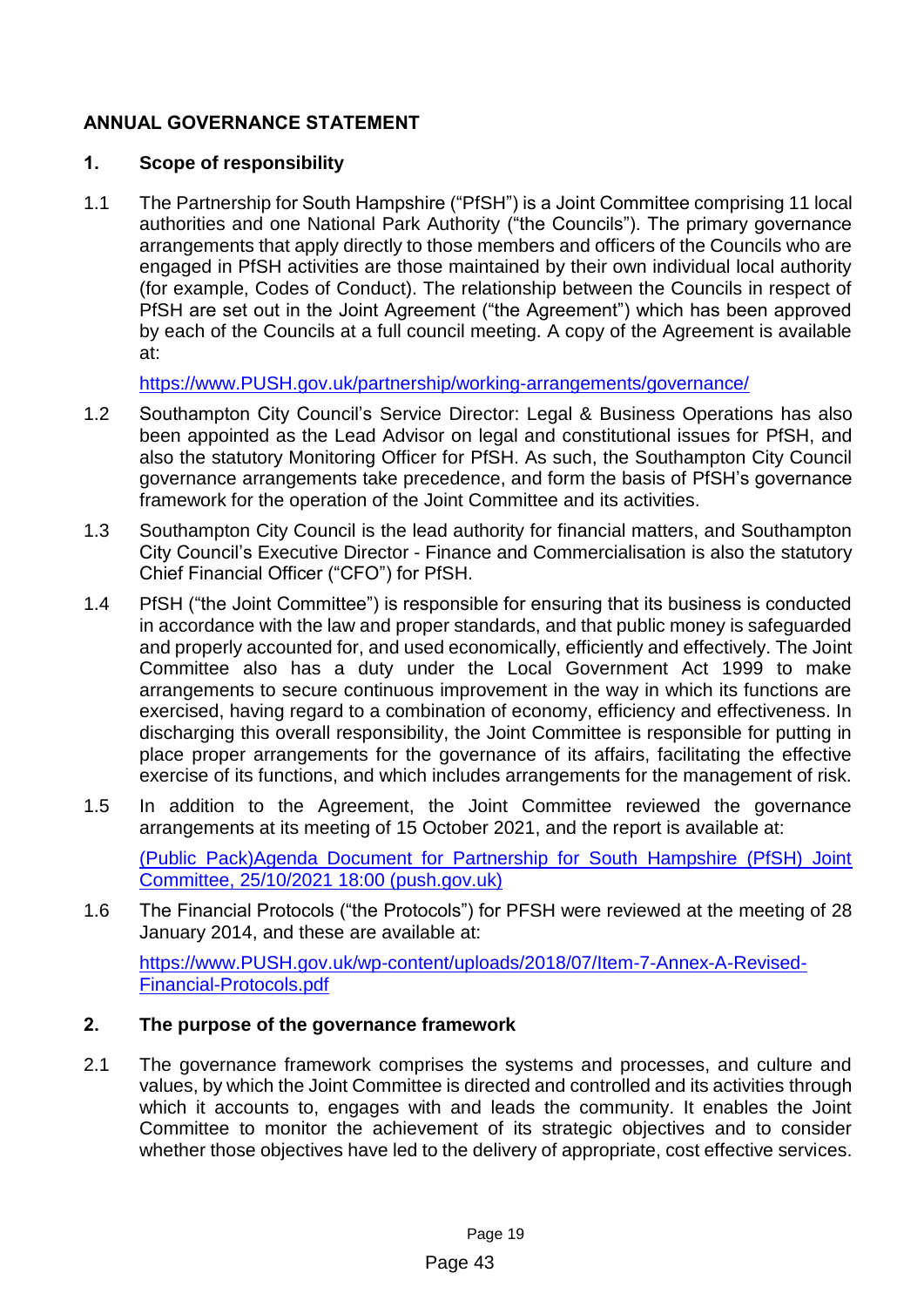# ANNUAL GOVERNANCE STATEMENT

## 1. Scope of responsibility

1.1 The Partnership for South Hampshire ("PfSH") is a Joint Committee comprising 11 local authorities and one National Park Authority ("the Councils"). The primary governance arrangements that apply directly to those members and officers of the Councils who are engaged in PfSH activities are those maintained by their own individual local authority (for example, Codes of Conduct). The relationship between the Councils in respect of PfSH are set out in the Joint Agreement ("the Agreement") which has been approved by each of the Councils at a full council meeting. A copy of the Agreement is available at:

https://www.PUSH.gov.uk/partnership/working-arrangements/governance/

1.2 Southampton City Council's Service Director: Legal & Business Operations has also been appointed as the Lead Advisor on legal and constitutional issues for PfSH, and also the statutory Monitoring Officer for PfSH. As such, the Southampton City Council governance arrangements take precedence, and form the basis of PfSH's governance framework for the operation of the Joint Committee and its activities.

1.3 Southampton City Council is the lead authority for financial matters, and Southampton City Council's Executive Director - Finance and Commercialisation is also the statutory Chief Financial Officer ("CFO") for PfSH.

1.4 PfSH ("the Joint Committee") is responsible for ensuring that its business is conducted in accordance with the law and proper standards, and that public money is safeguarded and properly accounted for, and used economically, efficiently and effectively. The Joint Committee also has a duty under the Local Government Act 1999 to make arrangements to secure continuous improvement in the way in which its functions are exercised, having regard to a combination of economy, efficiency and effectiveness. In discharging this overall responsibility, the Joint Committee is responsible for putting in place proper arrangements for the governance of its affairs, facilitating the effective exercise of its functions, and which includes arrangements for the management of risk.

1.5 In addition to the Agreement, the Joint Committee reviewed the governance arrangements at its meeting of 15 October 2021, and the report is available at:

(Public Pack)Agenda Document for Partnership for South Hampshire (PfSH) Joint Committee, 25/10/2021 18:00 (push.gov.uk)

1.6 The Financial Protocols ("the Protocols") for PFSH were reviewed at the meeting of 28 January 2014, and these are available at:

https://www.PUSH.gov.uk/wp-content/uploads/2018/07/Item-7-Annex-A-Revised-Financial-Protocols.pdf

## 2. The purpose of the governance framework

2.1 The governance framework comprises the systems and processes, and culture and values, by which the Joint Committee is directed and controlled and its activities through which it accounts to, engages with and leads the community. It enables the Joint Committee to monitor the achievement of its strategic objectives and to consider whether those objectives have led to the delivery of appropriate, cost effective services.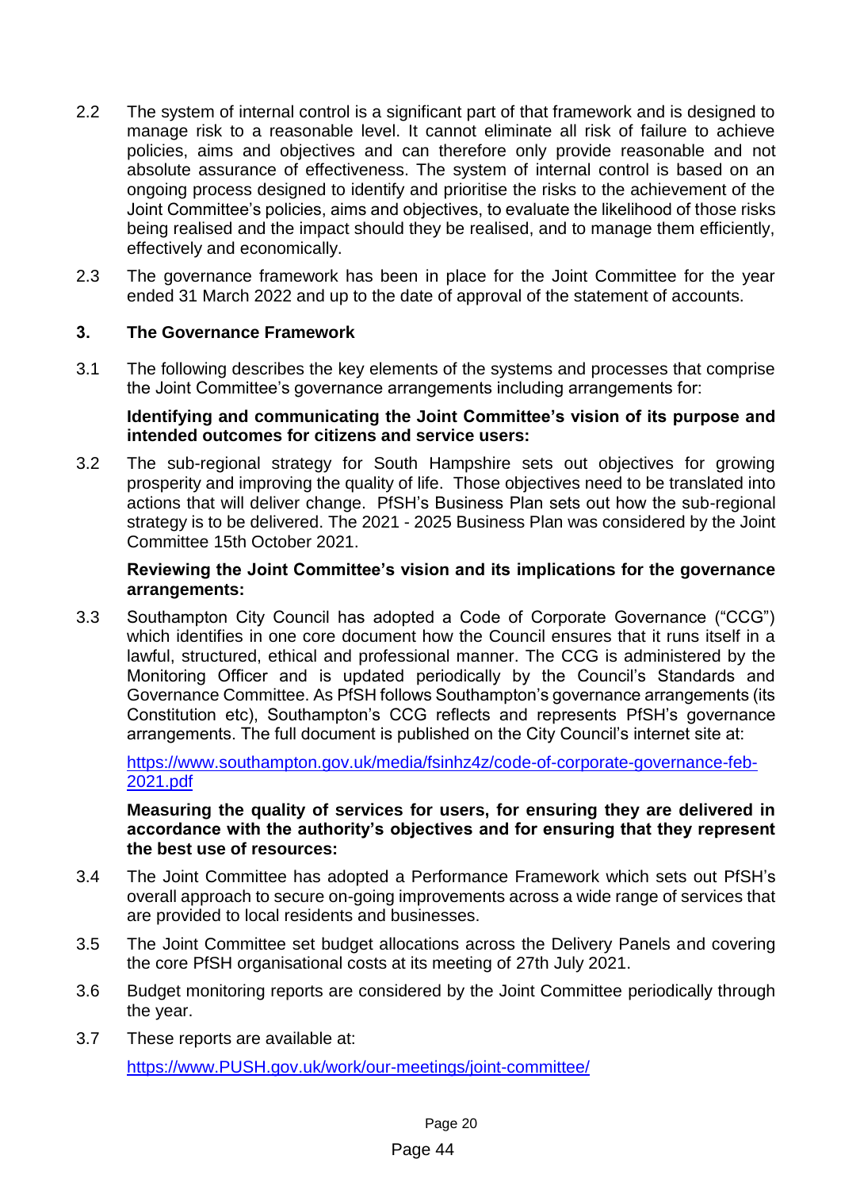2.2 The system of internal control is a significant part of that framework and is designed to manage risk to a reasonable level. It cannot eliminate all risk of failure to achieve policies, aims and objectives and can therefore only provide reasonable and not absolute assurance of effectiveness. The system of internal control is based on an ongoing process designed to identify and prioritise the risks to the achievement of the Joint Committee's policies, aims and objectives, to evaluate the likelihood of those risks being realised and the impact should they be realised, and to manage them efficiently, effectively and economically.

2.3 The governance framework has been in place for the Joint Committee for the year ended 31 March 2022 and up to the date of approval of the statement of accounts.

## 3. The Governance Framework

3.1 The following describes the key elements of the systems and processes that comprise the Joint Committee's governance arrangements including arrangements for:

**Identifying and communicating the Joint Committee's vision of its purpose and intended outcomes for citizens and service users:**

3.2 The sub-regional strategy for South Hampshire sets out objectives for growing prosperity and improving the quality of life. Those objectives need to be translated into actions that will deliver change. PfSH's Business Plan sets out how the sub-regional strategy is to be delivered. The 2021 - 2025 Business Plan was considered by the Joint Committee 15th October 2021.

**Reviewing the Joint Committee's vision and its implications for the governance arrangements:**

3.3 Southampton City Council has adopted a Code of Corporate Governance ("CCG") which identifies in one core document how the Council ensures that it runs itself in a lawful, structured, ethical and professional manner. The CCG is administered by the Monitoring Officer and is updated periodically by the Council's Standards and Governance Committee. As PfSH follows Southampton's governance arrangements (its Constitution etc), Southampton's CCG reflects and represents PfSH's governance arrangements. The full document is published on the City Council's internet site at:

https://www.southampton.gov.uk/media/fsinhz4z/code-of-corporate-governance-feb-2021.pdf

**Measuring the quality of services for users, for ensuring they are delivered in accordance with the authority's objectives and for ensuring that they represent the best use of resources:**

3.4 The Joint Committee has adopted a Performance Framework which sets out PfSH's overall approach to secure on-going improvements across a wide range of services that are provided to local residents and businesses.

3.5 The Joint Committee set budget allocations across the Delivery Panels and covering the core PfSH organisational costs at its meeting of 27th July 2021.

3.6 Budget monitoring reports are considered by the Joint Committee periodically through the year.

3.7 These reports are available at:

https://www.PUSH.gov.uk/work/our-meetings/joint-committee/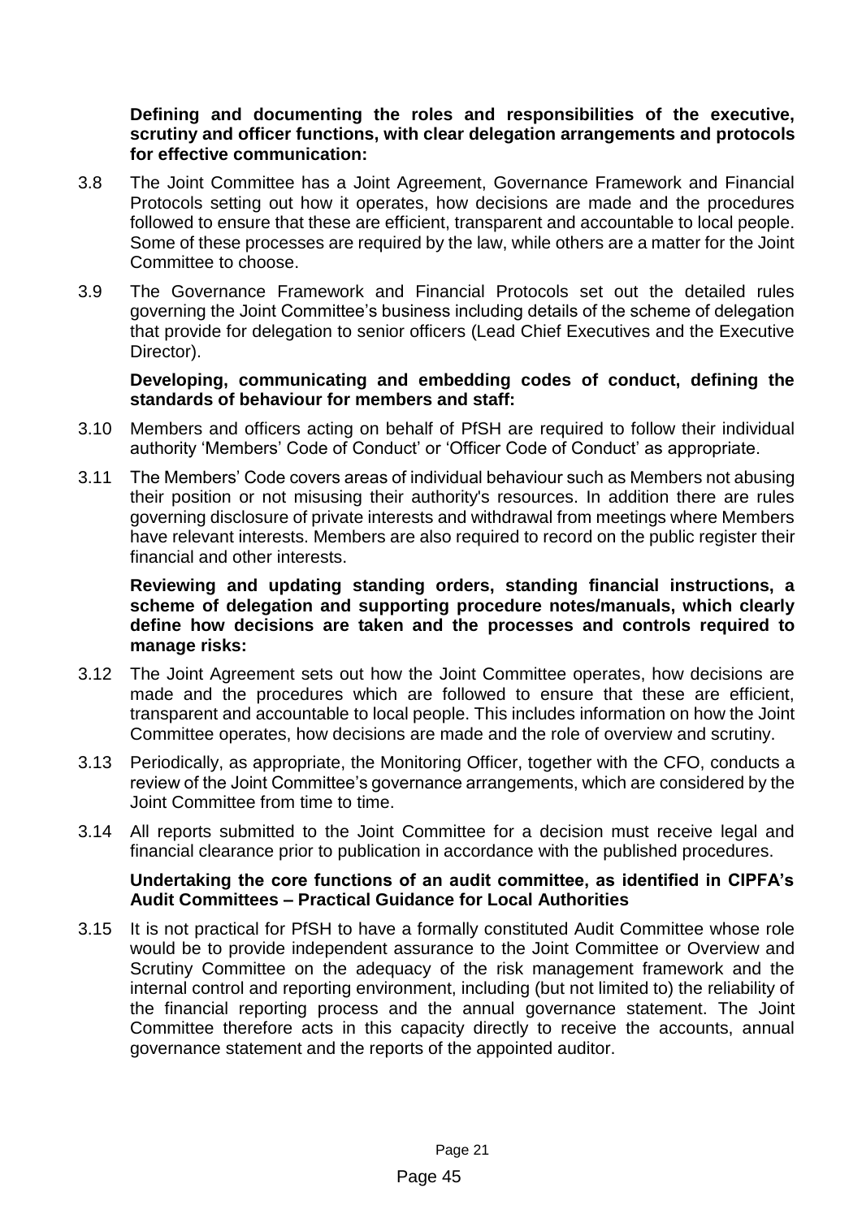**Defining and documenting the roles and responsibilities of the executive, scrutiny and officer functions, with clear delegation arrangements and protocols for effective communication:**

3.8 The Joint Committee has a Joint Agreement, Governance Framework and Financial Protocols setting out how it operates, how decisions are made and the procedures followed to ensure that these are efficient, transparent and accountable to local people. Some of these processes are required by the law, while others are a matter for the Joint Committee to choose.

3.9 The Governance Framework and Financial Protocols set out the detailed rules governing the Joint Committee's business including details of the scheme of delegation that provide for delegation to senior officers (Lead Chief Executives and the Executive Director).

**Developing, communicating and embedding codes of conduct, defining the standards of behaviour for members and staff:**

3.10 Members and officers acting on behalf of PfSH are required to follow their individual authority 'Members' Code of Conduct' or 'Officer Code of Conduct' as appropriate.

3.11 The Members' Code covers areas of individual behaviour such as Members not abusing their position or not misusing their authority's resources. In addition there are rules governing disclosure of private interests and withdrawal from meetings where Members have relevant interests. Members are also required to record on the public register their financial and other interests.

**Reviewing and updating standing orders, standing financial instructions, a scheme of delegation and supporting procedure notes/manuals, which clearly define how decisions are taken and the processes and controls required to manage risks:**

3.12 The Joint Agreement sets out how the Joint Committee operates, how decisions are made and the procedures which are followed to ensure that these are efficient, transparent and accountable to local people. This includes information on how the Joint Committee operates, how decisions are made and the role of overview and scrutiny.

3.13 Periodically, as appropriate, the Monitoring Officer, together with the CFO, conducts a review of the Joint Committee's governance arrangements, which are considered by the Joint Committee from time to time.

3.14 All reports submitted to the Joint Committee for a decision must receive legal and financial clearance prior to publication in accordance with the published procedures.

**Undertaking the core functions of an audit committee, as identified in CIPFA's Audit Committees – Practical Guidance for Local Authorities**

3.15 It is not practical for PfSH to have a formally constituted Audit Committee whose role would be to provide independent assurance to the Joint Committee or Overview and Scrutiny Committee on the adequacy of the risk management framework and the internal control and reporting environment, including (but not limited to) the reliability of the financial reporting process and the annual governance statement. The Joint Committee therefore acts in this capacity directly to receive the accounts, annual governance statement and the reports of the appointed auditor.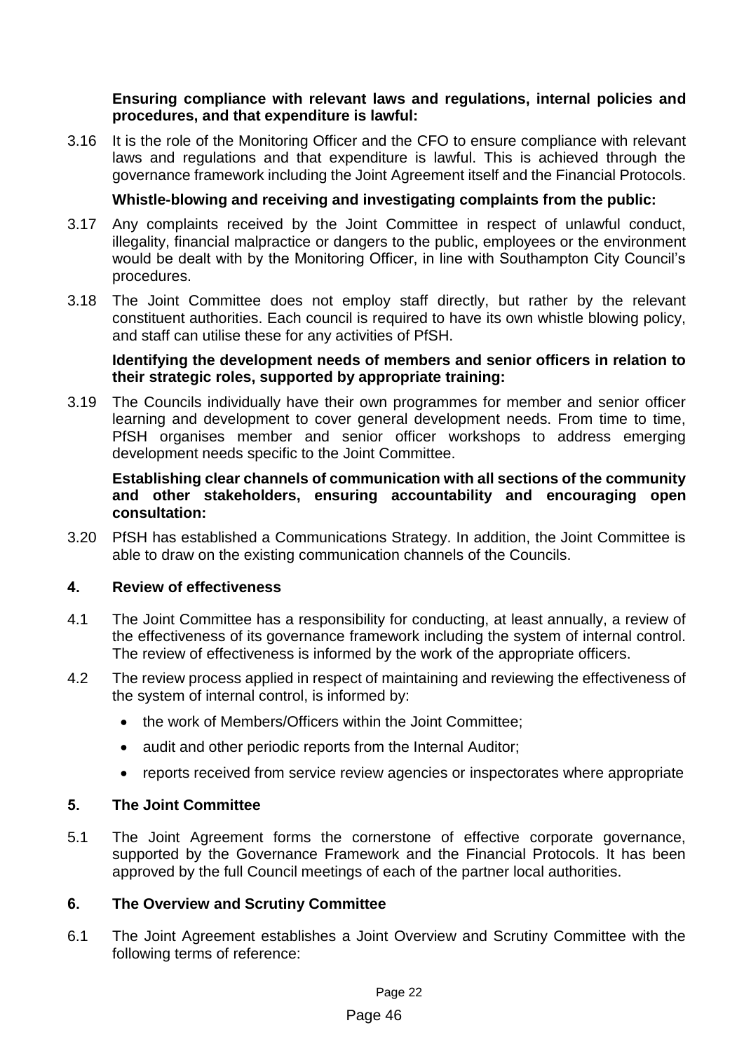**Ensuring compliance with relevant laws and regulations, internal policies and procedures, and that expenditure is lawful:**

3.16 It is the role of the Monitoring Officer and the CFO to ensure compliance with relevant laws and regulations and that expenditure is lawful. This is achieved through the governance framework including the Joint Agreement itself and the Financial Protocols.

**Whistle-blowing and receiving and investigating complaints from the public:**

3.17 Any complaints received by the Joint Committee in respect of unlawful conduct, illegality, financial malpractice or dangers to the public, employees or the environment would be dealt with by the Monitoring Officer, in line with Southampton City Council's procedures.

3.18 The Joint Committee does not employ staff directly, but rather by the relevant constituent authorities. Each council is required to have its own whistle blowing policy, and staff can utilise these for any activities of PfSH.

**Identifying the development needs of members and senior officers in relation to their strategic roles, supported by appropriate training:**

3.19 The Councils individually have their own programmes for member and senior officer learning and development to cover general development needs. From time to time, PfSH organises member and senior officer workshops to address emerging development needs specific to the Joint Committee.

**Establishing clear channels of communication with all sections of the community and other stakeholders, ensuring accountability and encouraging open consultation:**

3.20 PfSH has established a Communications Strategy. In addition, the Joint Committee is able to draw on the existing communication channels of the Councils.

## 4. Review of effectiveness

4.1 The Joint Committee has a responsibility for conducting, at least annually, a review of the effectiveness of its governance framework including the system of internal control. The review of effectiveness is informed by the work of the appropriate officers.

4.2 The review process applied in respect of maintaining and reviewing the effectiveness of the system of internal control, is informed by:

- the work of Members/Officers within the Joint Committee;
- audit and other periodic reports from the Internal Auditor;
- reports received from service review agencies or inspectorates where appropriate

## 5. The Joint Committee

5.1 The Joint Agreement forms the cornerstone of effective corporate governance, supported by the Governance Framework and the Financial Protocols. It has been approved by the full Council meetings of each of the partner local authorities.

## 6. The Overview and Scrutiny Committee

6.1 The Joint Agreement establishes a Joint Overview and Scrutiny Committee with the following terms of reference: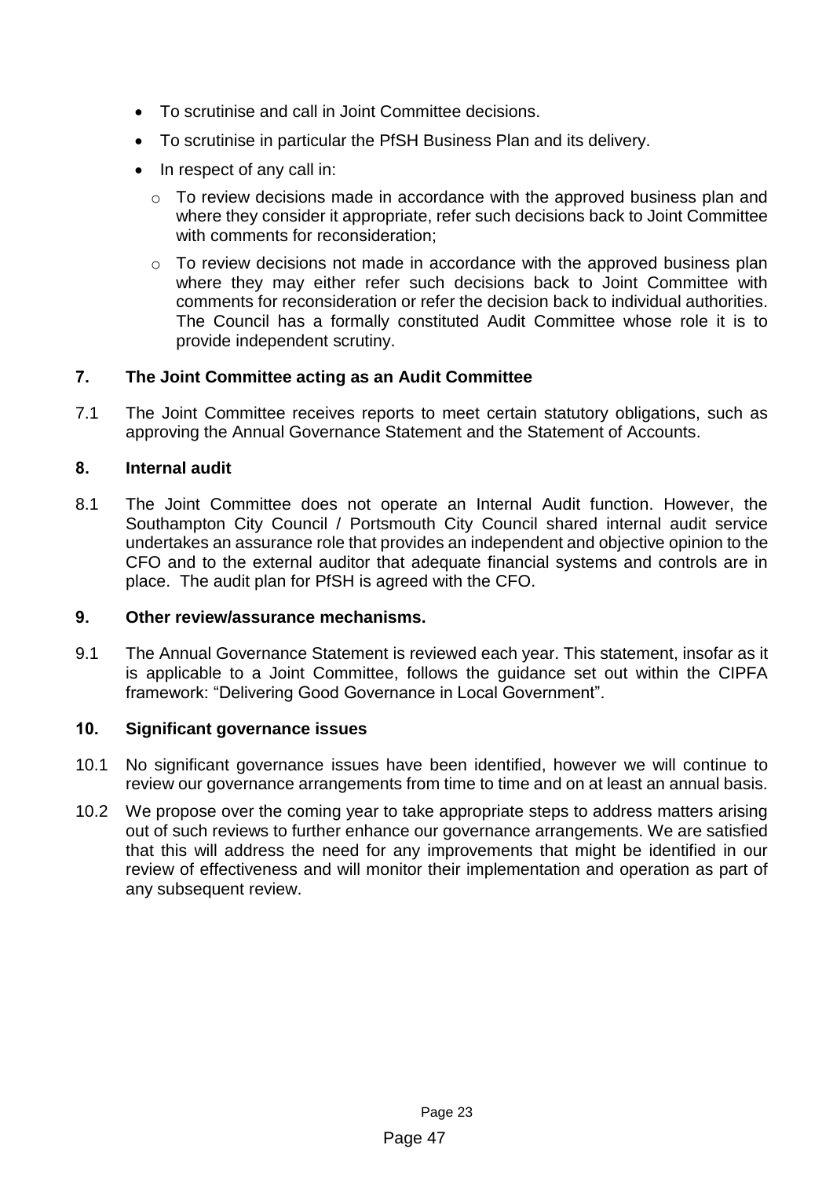- To scrutinise and call in Joint Committee decisions.
- To scrutinise in particular the PfSH Business Plan and its delivery.
- In respect of any call in:
  - To review decisions made in accordance with the approved business plan and where they consider it appropriate, refer such decisions back to Joint Committee with comments for reconsideration;
  - To review decisions not made in accordance with the approved business plan where they may either refer such decisions back to Joint Committee with comments for reconsideration or refer the decision back to individual authorities. The Council has a formally constituted Audit Committee whose role it is to provide independent scrutiny.

## 7. The Joint Committee acting as an Audit Committee

7.1 The Joint Committee receives reports to meet certain statutory obligations, such as approving the Annual Governance Statement and the Statement of Accounts.

## 8. Internal audit

8.1 The Joint Committee does not operate an Internal Audit function. However, the Southampton City Council / Portsmouth City Council shared internal audit service undertakes an assurance role that provides an independent and objective opinion to the CFO and to the external auditor that adequate financial systems and controls are in place. The audit plan for PfSH is agreed with the CFO.

## 9. Other review/assurance mechanisms.

9.1 The Annual Governance Statement is reviewed each year. This statement, insofar as it is applicable to a Joint Committee, follows the guidance set out within the CIPFA framework: "Delivering Good Governance in Local Government".

## 10. Significant governance issues

10.1 No significant governance issues have been identified, however we will continue to review our governance arrangements from time to time and on at least an annual basis.

10.2 We propose over the coming year to take appropriate steps to address matters arising out of such reviews to further enhance our governance arrangements. We are satisfied that this will address the need for any improvements that might be identified in our review of effectiveness and will monitor their implementation and operation as part of any subsequent review.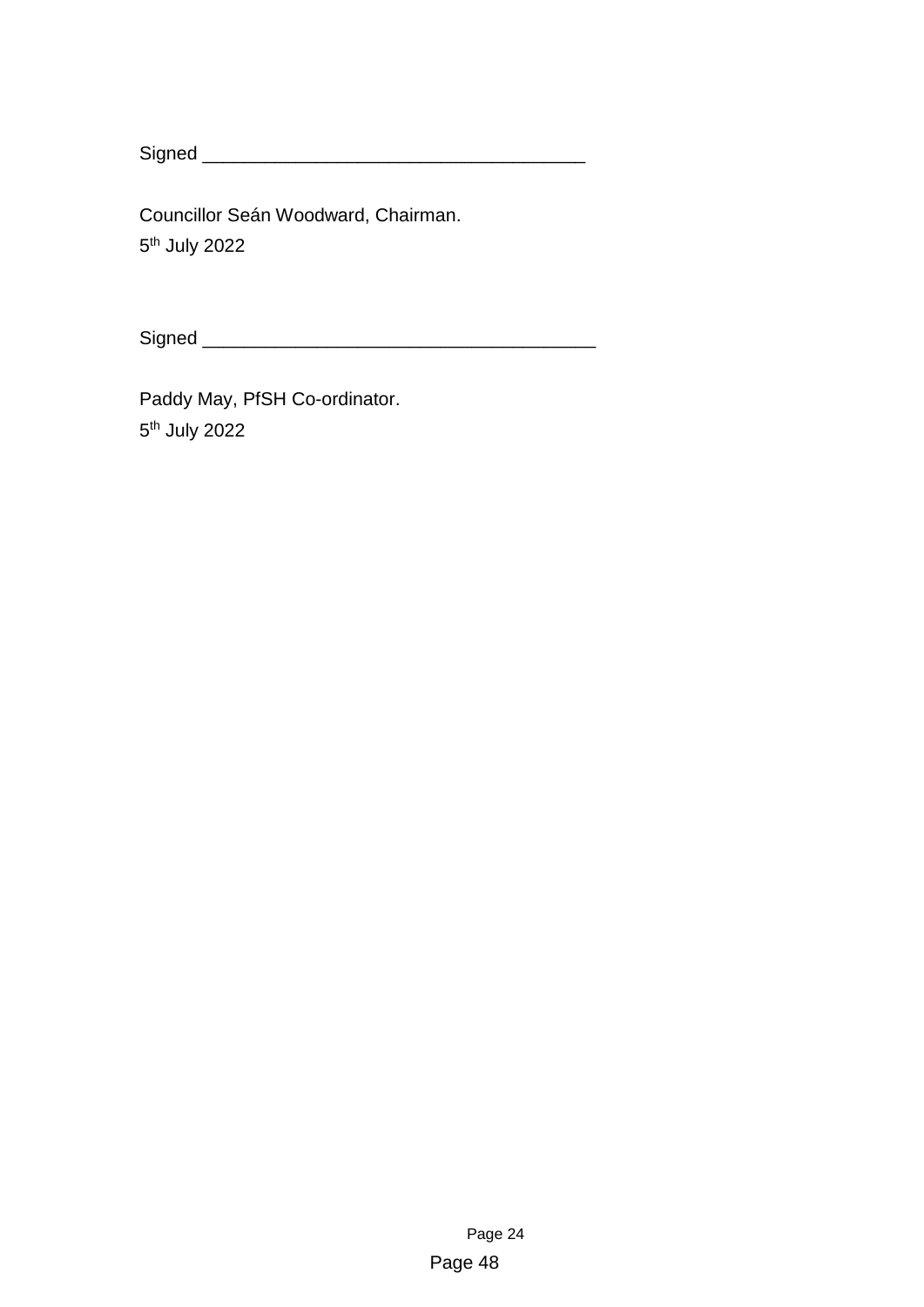Signed ____________________________________

Councillor Seán Woodward, Chairman.
5th July 2022

Signed _____________________________________

Paddy May, PfSH Co-ordinator.
5th July 2022